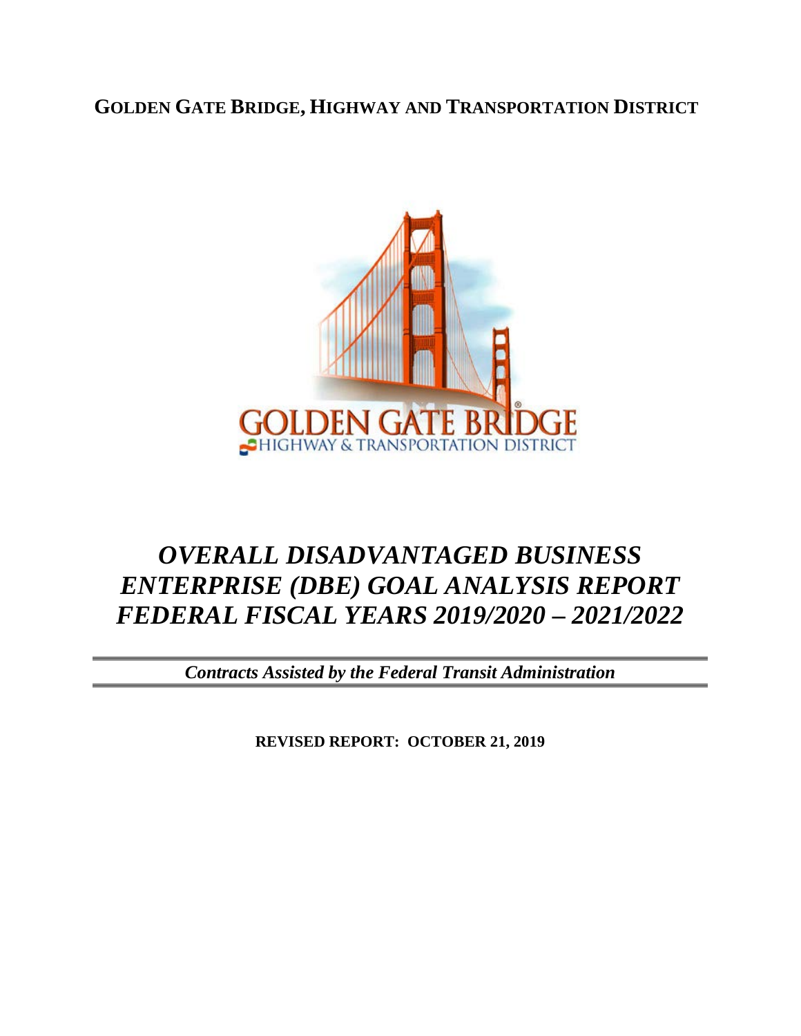# GOLDEN GATE BRIDGE, HIGHWAY AND TRANSPORTATION DISTRICT

GOLDEN GATE BRIDGE
HIGHWAY & TRANSPORTATION DISTRICT

# *OVERALL DISADVANTAGED BUSINESS ENTERPRISE (DBE) GOAL ANALYSIS REPORT FEDERAL FISCAL YEARS 2019/2020 – 2021/2022*

***Contracts Assisted by the Federal Transit Administration***

**REVISED REPORT: OCTOBER 21, 2019**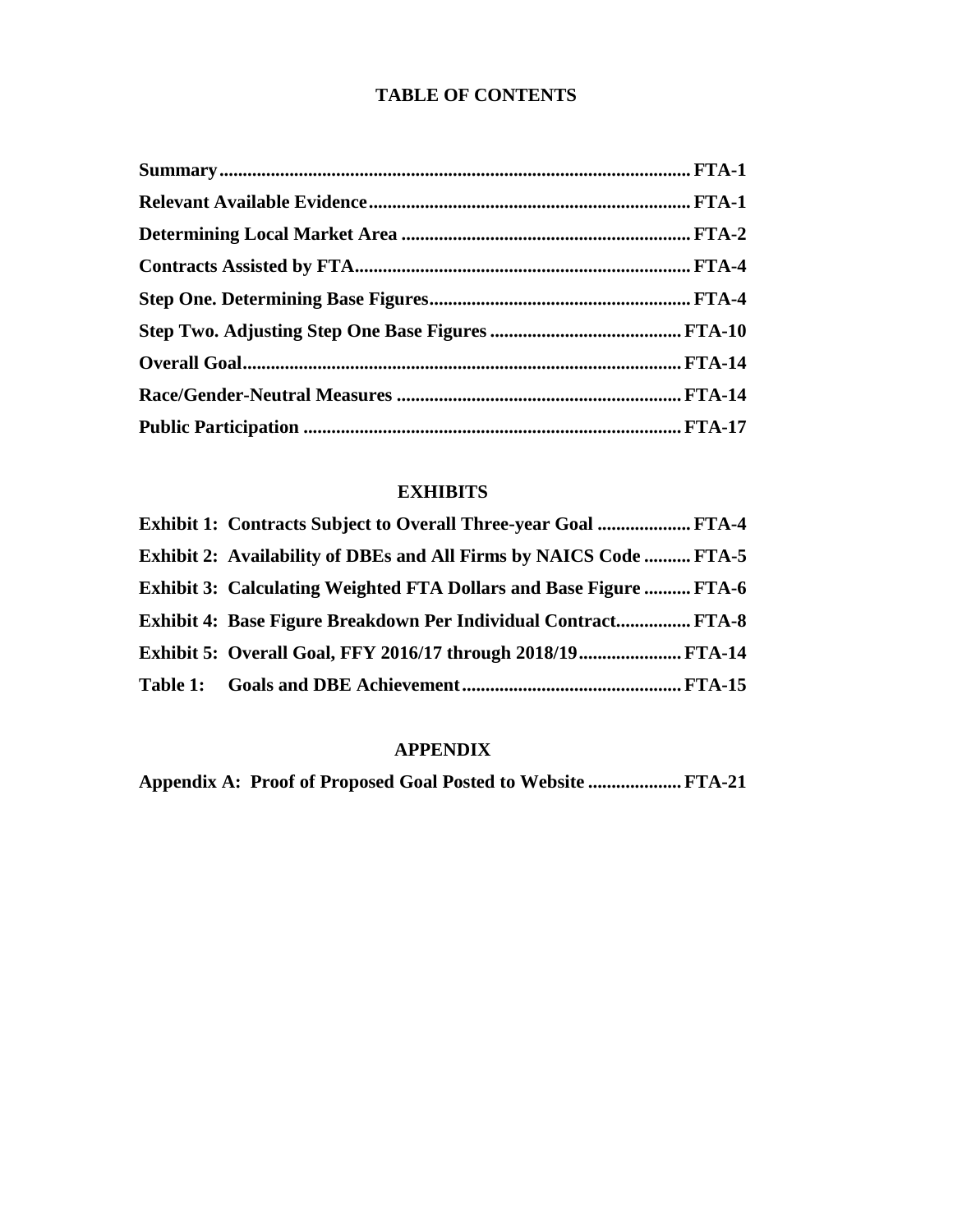# TABLE OF CONTENTS

| | |
|---|---|
| **Summary** | **FTA-1** |
| **Relevant Available Evidence** | **FTA-1** |
| **Determining Local Market Area** | **FTA-2** |
| **Contracts Assisted by FTA** | **FTA-4** |
| **Step One. Determining Base Figures** | **FTA-4** |
| **Step Two. Adjusting Step One Base Figures** | **FTA-10** |
| **Overall Goal** | **FTA-14** |
| **Race/Gender-Neutral Measures** | **FTA-14** |
| **Public Participation** | **FTA-17** |

## EXHIBITS

| | | |
|---|---|---|
| **Exhibit 1:** | **Contracts Subject to Overall Three-year Goal** | **FTA-4** |
| **Exhibit 2:** | **Availability of DBEs and All Firms by NAICS Code** | **FTA-5** |
| **Exhibit 3:** | **Calculating Weighted FTA Dollars and Base Figure** | **FTA-6** |
| **Exhibit 4:** | **Base Figure Breakdown Per Individual Contract** | **FTA-8** |
| **Exhibit 5:** | **Overall Goal, FFY 2016/17 through 2018/19** | **FTA-14** |
| **Table 1:** | **Goals and DBE Achievement** | **FTA-15** |

## APPENDIX

| | |
|---|---|
| **Appendix A: Proof of Proposed Goal Posted to Website** | **FTA-21** |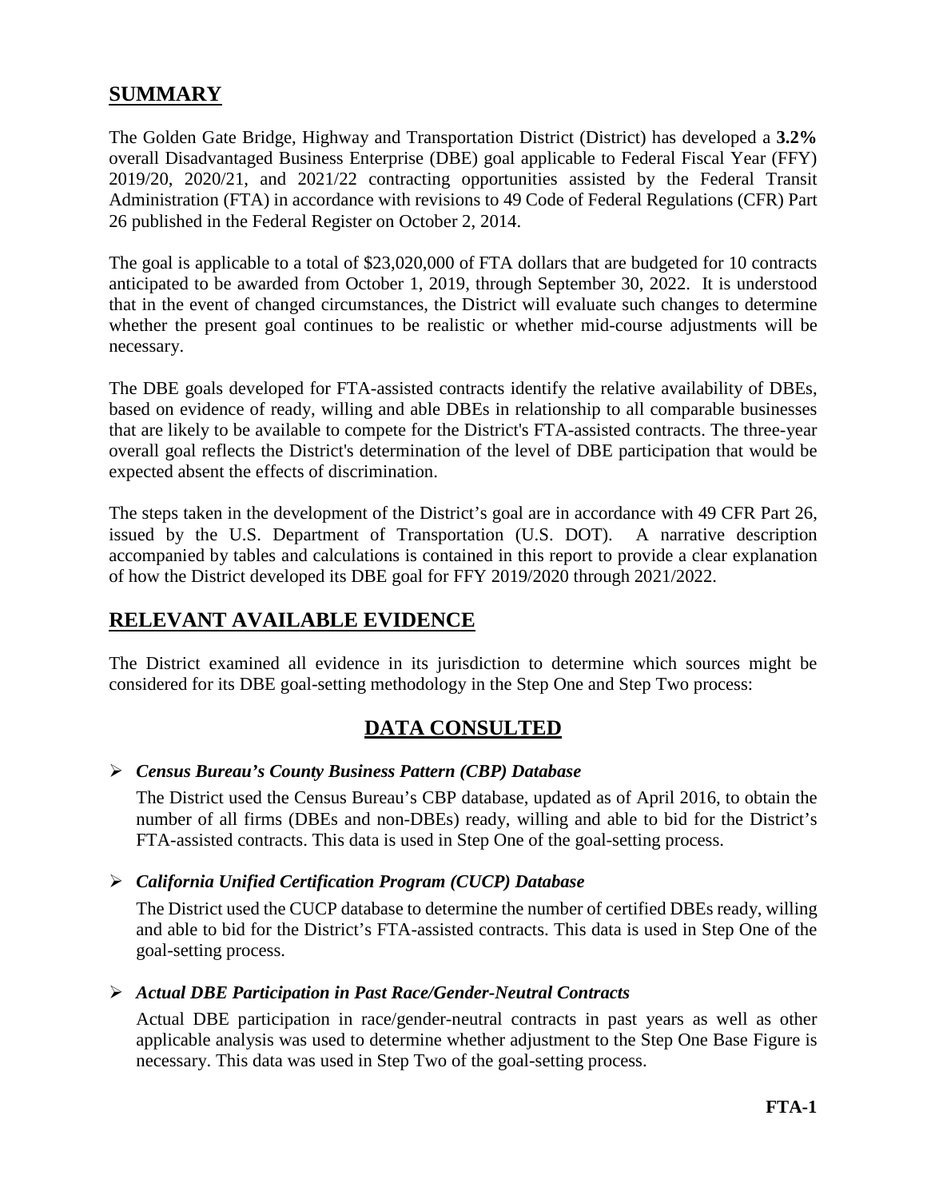## SUMMARY

The Golden Gate Bridge, Highway and Transportation District (District) has developed a **3.2%** overall Disadvantaged Business Enterprise (DBE) goal applicable to Federal Fiscal Year (FFY) 2019/20, 2020/21, and 2021/22 contracting opportunities assisted by the Federal Transit Administration (FTA) in accordance with revisions to 49 Code of Federal Regulations (CFR) Part 26 published in the Federal Register on October 2, 2014.

The goal is applicable to a total of $23,020,000 of FTA dollars that are budgeted for 10 contracts anticipated to be awarded from October 1, 2019, through September 30, 2022. It is understood that in the event of changed circumstances, the District will evaluate such changes to determine whether the present goal continues to be realistic or whether mid-course adjustments will be necessary.

The DBE goals developed for FTA-assisted contracts identify the relative availability of DBEs, based on evidence of ready, willing and able DBEs in relationship to all comparable businesses that are likely to be available to compete for the District's FTA-assisted contracts. The three-year overall goal reflects the District's determination of the level of DBE participation that would be expected absent the effects of discrimination.

The steps taken in the development of the District's goal are in accordance with 49 CFR Part 26, issued by the U.S. Department of Transportation (U.S. DOT). A narrative description accompanied by tables and calculations is contained in this report to provide a clear explanation of how the District developed its DBE goal for FFY 2019/2020 through 2021/2022.

## RELEVANT AVAILABLE EVIDENCE

The District examined all evidence in its jurisdiction to determine which sources might be considered for its DBE goal-setting methodology in the Step One and Step Two process:

## DATA CONSULTED

- ***Census Bureau's County Business Pattern (CBP) Database***

  The District used the Census Bureau's CBP database, updated as of April 2016, to obtain the number of all firms (DBEs and non-DBEs) ready, willing and able to bid for the District's FTA-assisted contracts. This data is used in Step One of the goal-setting process.

- ***California Unified Certification Program (CUCP) Database***

  The District used the CUCP database to determine the number of certified DBEs ready, willing and able to bid for the District's FTA-assisted contracts. This data is used in Step One of the goal-setting process.

- ***Actual DBE Participation in Past Race/Gender-Neutral Contracts***

  Actual DBE participation in race/gender-neutral contracts in past years as well as other applicable analysis was used to determine whether adjustment to the Step One Base Figure is necessary. This data was used in Step Two of the goal-setting process.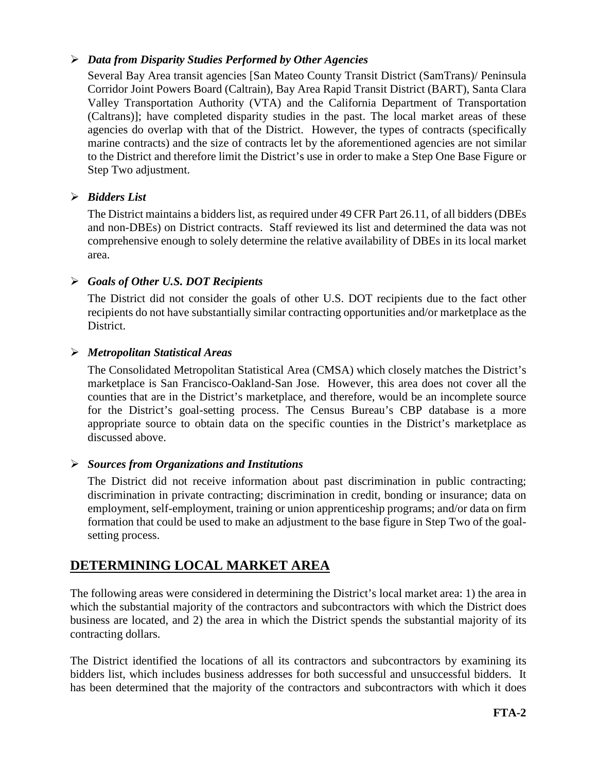- ***Data from Disparity Studies Performed by Other Agencies***

  Several Bay Area transit agencies [San Mateo County Transit District (SamTrans)/ Peninsula Corridor Joint Powers Board (Caltrain), Bay Area Rapid Transit District (BART), Santa Clara Valley Transportation Authority (VTA) and the California Department of Transportation (Caltrans)]; have completed disparity studies in the past. The local market areas of these agencies do overlap with that of the District. However, the types of contracts (specifically marine contracts) and the size of contracts let by the aforementioned agencies are not similar to the District and therefore limit the District's use in order to make a Step One Base Figure or Step Two adjustment.

- ***Bidders List***

  The District maintains a bidders list, as required under 49 CFR Part 26.11, of all bidders (DBEs and non-DBEs) on District contracts. Staff reviewed its list and determined the data was not comprehensive enough to solely determine the relative availability of DBEs in its local market area.

- ***Goals of Other U.S. DOT Recipients***

  The District did not consider the goals of other U.S. DOT recipients due to the fact other recipients do not have substantially similar contracting opportunities and/or marketplace as the District.

- ***Metropolitan Statistical Areas***

  The Consolidated Metropolitan Statistical Area (CMSA) which closely matches the District's marketplace is San Francisco-Oakland-San Jose. However, this area does not cover all the counties that are in the District's marketplace, and therefore, would be an incomplete source for the District's goal-setting process. The Census Bureau's CBP database is a more appropriate source to obtain data on the specific counties in the District's marketplace as discussed above.

- ***Sources from Organizations and Institutions***

  The District did not receive information about past discrimination in public contracting; discrimination in private contracting; discrimination in credit, bonding or insurance; data on employment, self-employment, training or union apprenticeship programs; and/or data on firm formation that could be used to make an adjustment to the base figure in Step Two of the goal-setting process.

## DETERMINING LOCAL MARKET AREA

The following areas were considered in determining the District's local market area: 1) the area in which the substantial majority of the contractors and subcontractors with which the District does business are located, and 2) the area in which the District spends the substantial majority of its contracting dollars.

The District identified the locations of all its contractors and subcontractors by examining its bidders list, which includes business addresses for both successful and unsuccessful bidders. It has been determined that the majority of the contractors and subcontractors with which it does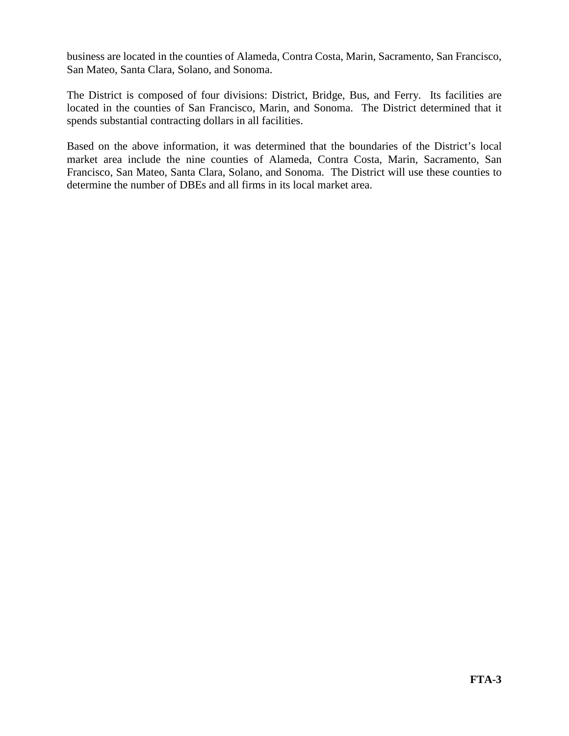business are located in the counties of Alameda, Contra Costa, Marin, Sacramento, San Francisco, San Mateo, Santa Clara, Solano, and Sonoma.

The District is composed of four divisions: District, Bridge, Bus, and Ferry. Its facilities are located in the counties of San Francisco, Marin, and Sonoma. The District determined that it spends substantial contracting dollars in all facilities.

Based on the above information, it was determined that the boundaries of the District's local market area include the nine counties of Alameda, Contra Costa, Marin, Sacramento, San Francisco, San Mateo, Santa Clara, Solano, and Sonoma. The District will use these counties to determine the number of DBEs and all firms in its local market area.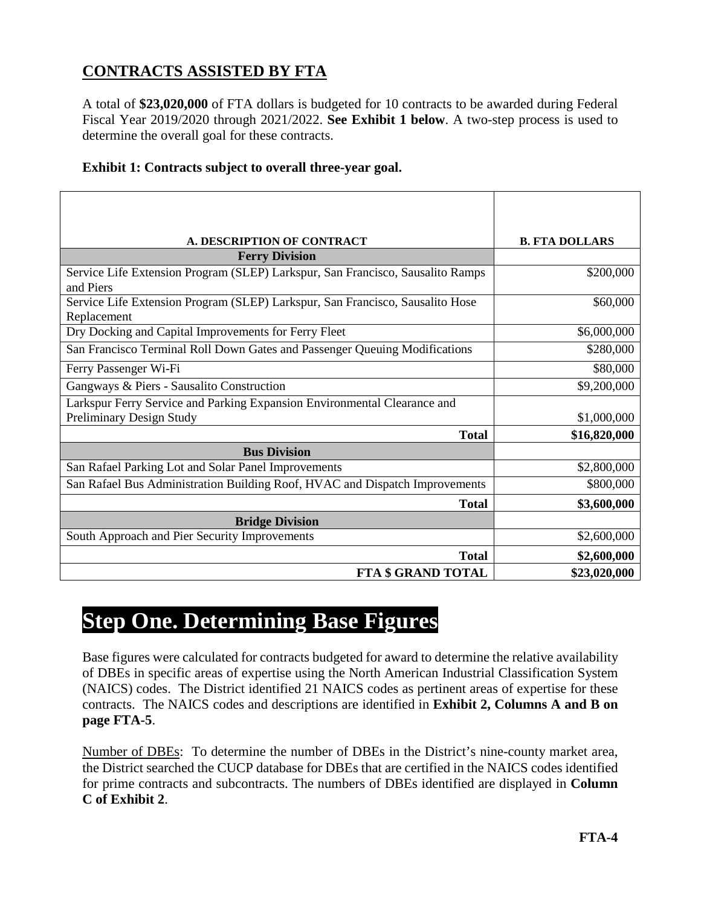## CONTRACTS ASSISTED BY FTA

A total of **$23,020,000** of FTA dollars is budgeted for 10 contracts to be awarded during Federal Fiscal Year 2019/2020 through 2021/2022. **See Exhibit 1 below**. A two-step process is used to determine the overall goal for these contracts.

**Exhibit 1: Contracts subject to overall three-year goal.**

| A. DESCRIPTION OF CONTRACT | B. FTA DOLLARS |
|---|---|
| **Ferry Division** | |
| Service Life Extension Program (SLEP) Larkspur, San Francisco, Sausalito Ramps and Piers | $200,000 |
| Service Life Extension Program (SLEP) Larkspur, San Francisco, Sausalito Hose Replacement | $60,000 |
| Dry Docking and Capital Improvements for Ferry Fleet | $6,000,000 |
| San Francisco Terminal Roll Down Gates and Passenger Queuing Modifications | $280,000 |
| Ferry Passenger Wi-Fi | $80,000 |
| Gangways & Piers - Sausalito Construction | $9,200,000 |
| Larkspur Ferry Service and Parking Expansion Environmental Clearance and Preliminary Design Study | $1,000,000 |
| **Total** | **$16,820,000** |
| **Bus Division** | |
| San Rafael Parking Lot and Solar Panel Improvements | $2,800,000 |
| San Rafael Bus Administration Building Roof, HVAC and Dispatch Improvements | $800,000 |
| **Total** | **$3,600,000** |
| **Bridge Division** | |
| South Approach and Pier Security Improvements | $2,600,000 |
| **Total** | **$2,600,000** |
| **FTA $ GRAND TOTAL** | **$23,020,000** |

# Step One. Determining Base Figures

Base figures were calculated for contracts budgeted for award to determine the relative availability of DBEs in specific areas of expertise using the North American Industrial Classification System (NAICS) codes. The District identified 21 NAICS codes as pertinent areas of expertise for these contracts. The NAICS codes and descriptions are identified in **Exhibit 2, Columns A and B on page FTA-5**.

Number of DBEs: To determine the number of DBEs in the District's nine-county market area, the District searched the CUCP database for DBEs that are certified in the NAICS codes identified for prime contracts and subcontracts. The numbers of DBEs identified are displayed in **Column C of Exhibit 2**.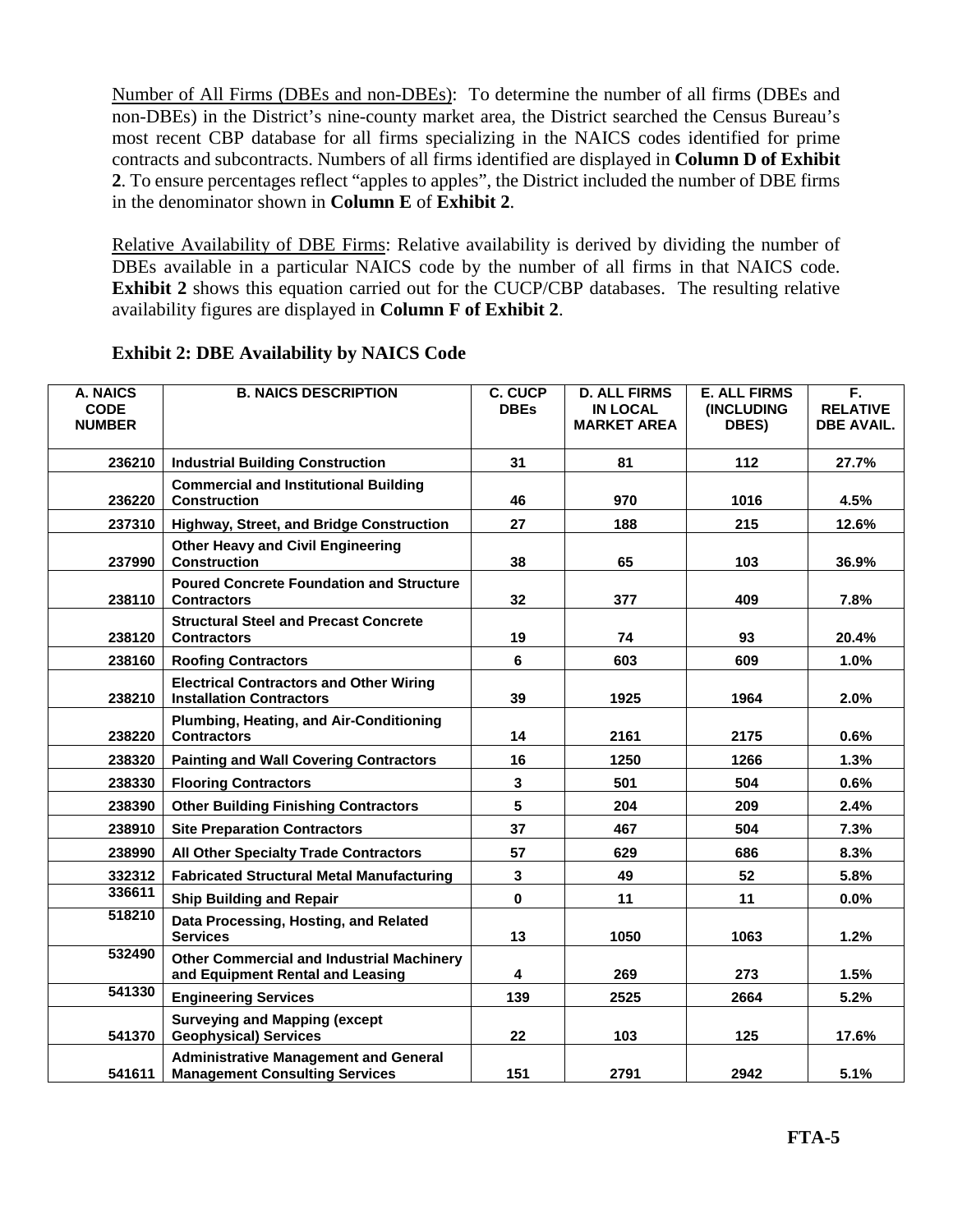Number of All Firms (DBEs and non-DBEs): To determine the number of all firms (DBEs and non-DBEs) in the District's nine-county market area, the District searched the Census Bureau's most recent CBP database for all firms specializing in the NAICS codes identified for prime contracts and subcontracts. Numbers of all firms identified are displayed in **Column D of Exhibit 2**. To ensure percentages reflect "apples to apples", the District included the number of DBE firms in the denominator shown in **Column E** of **Exhibit 2**.

Relative Availability of DBE Firms: Relative availability is derived by dividing the number of DBEs available in a particular NAICS code by the number of all firms in that NAICS code. **Exhibit 2** shows this equation carried out for the CUCP/CBP databases. The resulting relative availability figures are displayed in **Column F of Exhibit 2**.

**Exhibit 2: DBE Availability by NAICS Code**

| A. NAICS CODE NUMBER | B. NAICS DESCRIPTION | C. CUCP DBEs | D. ALL FIRMS IN LOCAL MARKET AREA | E. ALL FIRMS (INCLUDING DBES) | F. RELATIVE DBE AVAIL. |
|---|---|---|---|---|---|
| 236210 | Industrial Building Construction | 31 | 81 | 112 | 27.7% |
| 236220 | Commercial and Institutional Building Construction | 46 | 970 | 1016 | 4.5% |
| 237310 | Highway, Street, and Bridge Construction | 27 | 188 | 215 | 12.6% |
| 237990 | Other Heavy and Civil Engineering Construction | 38 | 65 | 103 | 36.9% |
| 238110 | Poured Concrete Foundation and Structure Contractors | 32 | 377 | 409 | 7.8% |
| 238120 | Structural Steel and Precast Concrete Contractors | 19 | 74 | 93 | 20.4% |
| 238160 | Roofing Contractors | 6 | 603 | 609 | 1.0% |
| 238210 | Electrical Contractors and Other Wiring Installation Contractors | 39 | 1925 | 1964 | 2.0% |
| 238220 | Plumbing, Heating, and Air-Conditioning Contractors | 14 | 2161 | 2175 | 0.6% |
| 238320 | Painting and Wall Covering Contractors | 16 | 1250 | 1266 | 1.3% |
| 238330 | Flooring Contractors | 3 | 501 | 504 | 0.6% |
| 238390 | Other Building Finishing Contractors | 5 | 204 | 209 | 2.4% |
| 238910 | Site Preparation Contractors | 37 | 467 | 504 | 7.3% |
| 238990 | All Other Specialty Trade Contractors | 57 | 629 | 686 | 8.3% |
| 332312 | Fabricated Structural Metal Manufacturing | 3 | 49 | 52 | 5.8% |
| 336611 | Ship Building and Repair | 0 | 11 | 11 | 0.0% |
| 518210 | Data Processing, Hosting, and Related Services | 13 | 1050 | 1063 | 1.2% |
| 532490 | Other Commercial and Industrial Machinery and Equipment Rental and Leasing | 4 | 269 | 273 | 1.5% |
| 541330 | Engineering Services | 139 | 2525 | 2664 | 5.2% |
| 541370 | Surveying and Mapping (except Geophysical) Services | 22 | 103 | 125 | 17.6% |
| 541611 | Administrative Management and General Management Consulting Services | 151 | 2791 | 2942 | 5.1% |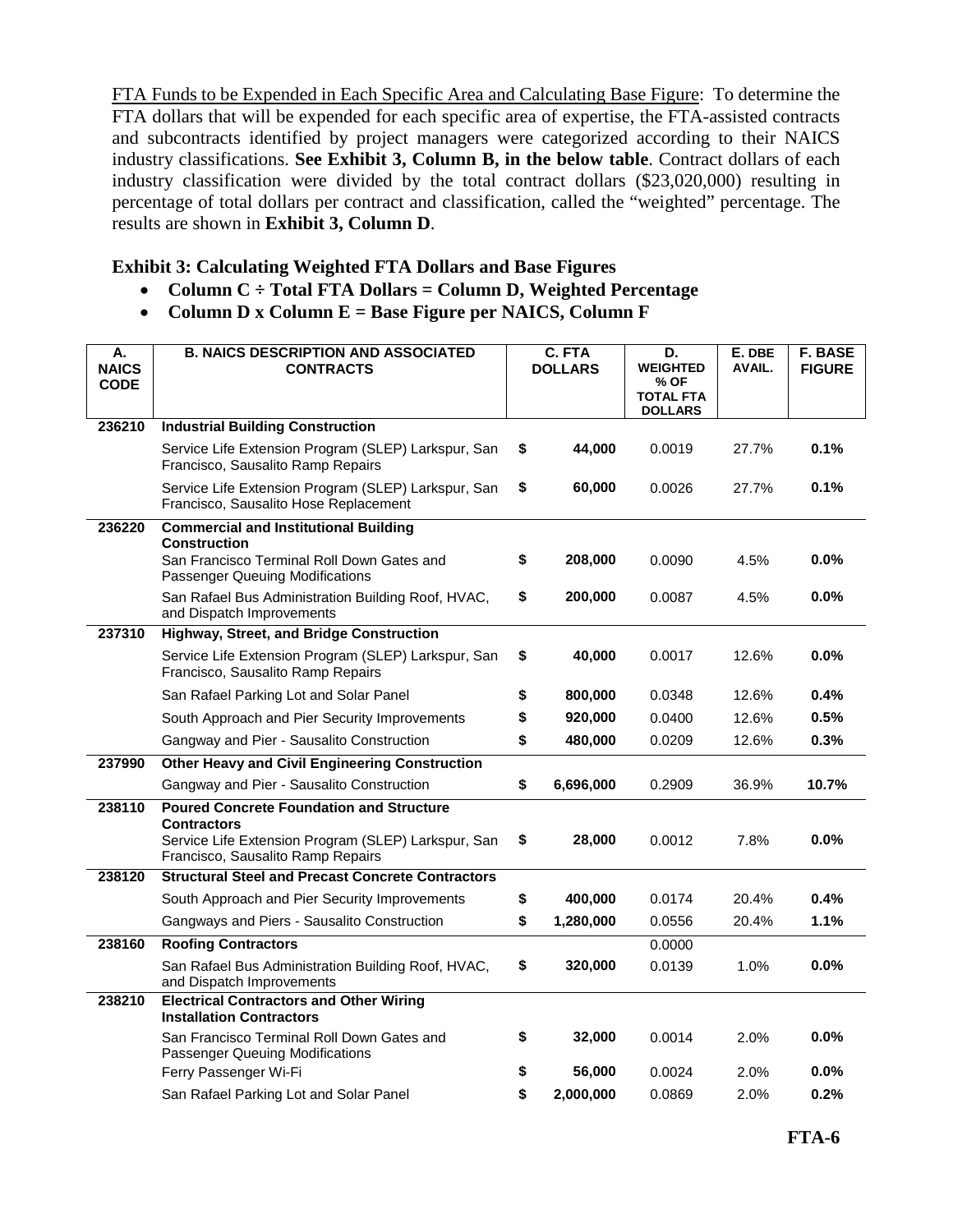FTA Funds to be Expended in Each Specific Area and Calculating Base Figure: To determine the FTA dollars that will be expended for each specific area of expertise, the FTA-assisted contracts and subcontracts identified by project managers were categorized according to their NAICS industry classifications. **See Exhibit 3, Column B, in the below table**. Contract dollars of each industry classification were divided by the total contract dollars ($23,020,000) resulting in percentage of total dollars per contract and classification, called the "weighted" percentage. The results are shown in **Exhibit 3, Column D**.

**Exhibit 3: Calculating Weighted FTA Dollars and Base Figures**

- **Column C ÷ Total FTA Dollars = Column D, Weighted Percentage**
- **Column D x Column E = Base Figure per NAICS, Column F**

| A. NAICS CODE | B. NAICS DESCRIPTION AND ASSOCIATED CONTRACTS | C. FTA DOLLARS | D. WEIGHTED % OF TOTAL FTA DOLLARS | E. DBE AVAIL. | F. BASE FIGURE |
|---|---|---|---|---|---|
| 236210 | **Industrial Building Construction** | | | | |
| | Service Life Extension Program (SLEP) Larkspur, San Francisco, Sausalito Ramp Repairs | $ 44,000 | 0.0019 | 27.7% | **0.1%** |
| | Service Life Extension Program (SLEP) Larkspur, San Francisco, Sausalito Hose Replacement | $ 60,000 | 0.0026 | 27.7% | **0.1%** |
| 236220 | **Commercial and Institutional Building Construction** | | | | |
| | San Francisco Terminal Roll Down Gates and Passenger Queuing Modifications | $ 208,000 | 0.0090 | 4.5% | **0.0%** |
| | San Rafael Bus Administration Building Roof, HVAC, and Dispatch Improvements | $ 200,000 | 0.0087 | 4.5% | **0.0%** |
| 237310 | **Highway, Street, and Bridge Construction** | | | | |
| | Service Life Extension Program (SLEP) Larkspur, San Francisco, Sausalito Ramp Repairs | $ 40,000 | 0.0017 | 12.6% | **0.0%** |
| | San Rafael Parking Lot and Solar Panel | $ 800,000 | 0.0348 | 12.6% | **0.4%** |
| | South Approach and Pier Security Improvements | $ 920,000 | 0.0400 | 12.6% | **0.5%** |
| | Gangway and Pier - Sausalito Construction | $ 480,000 | 0.0209 | 12.6% | **0.3%** |
| 237990 | **Other Heavy and Civil Engineering Construction** | | | | |
| | Gangway and Pier - Sausalito Construction | $ 6,696,000 | 0.2909 | 36.9% | **10.7%** |
| 238110 | **Poured Concrete Foundation and Structure Contractors** | | | | |
| | Service Life Extension Program (SLEP) Larkspur, San Francisco, Sausalito Ramp Repairs | $ 28,000 | 0.0012 | 7.8% | **0.0%** |
| 238120 | **Structural Steel and Precast Concrete Contractors** | | | | |
| | South Approach and Pier Security Improvements | $ 400,000 | 0.0174 | 20.4% | **0.4%** |
| | Gangways and Piers - Sausalito Construction | $ 1,280,000 | 0.0556 | 20.4% | **1.1%** |
| 238160 | **Roofing Contractors** | | 0.0000 | | |
| | San Rafael Bus Administration Building Roof, HVAC, and Dispatch Improvements | $ 320,000 | 0.0139 | 1.0% | **0.0%** |
| 238210 | **Electrical Contractors and Other Wiring Installation Contractors** | | | | |
| | San Francisco Terminal Roll Down Gates and Passenger Queuing Modifications | $ 32,000 | 0.0014 | 2.0% | **0.0%** |
| | Ferry Passenger Wi-Fi | $ 56,000 | 0.0024 | 2.0% | **0.0%** |
| | San Rafael Parking Lot and Solar Panel | $ 2,000,000 | 0.0869 | 2.0% | **0.2%** |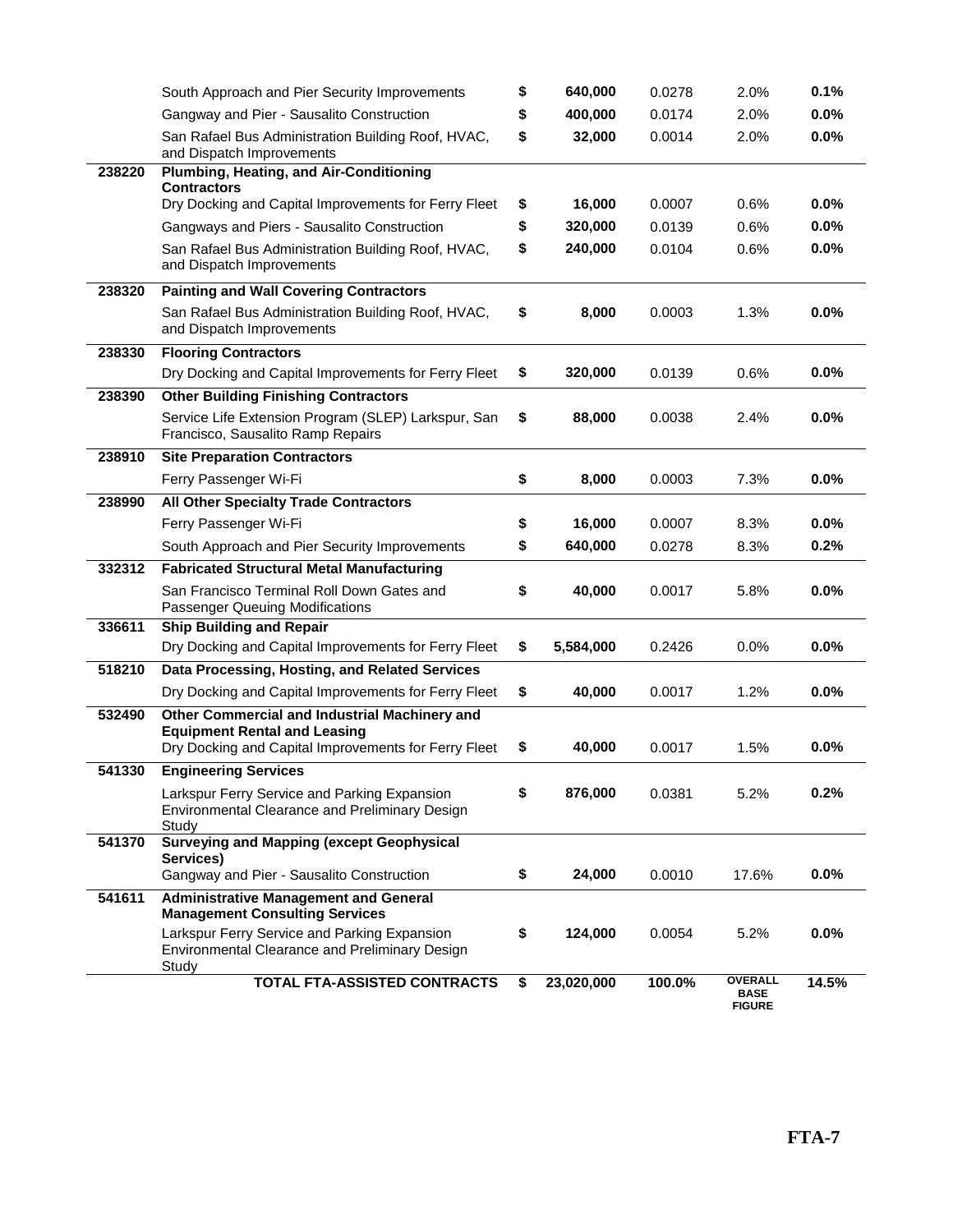| | | | | | | |
|---|---|---|---|---|---|---|
| | South Approach and Pier Security Improvements | $ | 640,000 | 0.0278 | 2.0% | **0.1%** |
| | Gangway and Pier - Sausalito Construction | $ | 400,000 | 0.0174 | 2.0% | **0.0%** |
| | San Rafael Bus Administration Building Roof, HVAC, and Dispatch Improvements | $ | 32,000 | 0.0014 | 2.0% | **0.0%** |
| **238220** | **Plumbing, Heating, and Air-Conditioning Contractors** | | | | | |
| | Dry Docking and Capital Improvements for Ferry Fleet | $ | 16,000 | 0.0007 | 0.6% | **0.0%** |
| | Gangways and Piers - Sausalito Construction | $ | 320,000 | 0.0139 | 0.6% | **0.0%** |
| | San Rafael Bus Administration Building Roof, HVAC, and Dispatch Improvements | $ | 240,000 | 0.0104 | 0.6% | **0.0%** |
| **238320** | **Painting and Wall Covering Contractors** | | | | | |
| | San Rafael Bus Administration Building Roof, HVAC, and Dispatch Improvements | $ | 8,000 | 0.0003 | 1.3% | **0.0%** |
| **238330** | **Flooring Contractors** | | | | | |
| | Dry Docking and Capital Improvements for Ferry Fleet | $ | 320,000 | 0.0139 | 0.6% | **0.0%** |
| **238390** | **Other Building Finishing Contractors** | | | | | |
| | Service Life Extension Program (SLEP) Larkspur, San Francisco, Sausalito Ramp Repairs | $ | 88,000 | 0.0038 | 2.4% | **0.0%** |
| **238910** | **Site Preparation Contractors** | | | | | |
| | Ferry Passenger Wi-Fi | $ | 8,000 | 0.0003 | 7.3% | **0.0%** |
| **238990** | **All Other Specialty Trade Contractors** | | | | | |
| | Ferry Passenger Wi-Fi | $ | 16,000 | 0.0007 | 8.3% | **0.0%** |
| | South Approach and Pier Security Improvements | $ | 640,000 | 0.0278 | 8.3% | **0.2%** |
| **332312** | **Fabricated Structural Metal Manufacturing** | | | | | |
| | San Francisco Terminal Roll Down Gates and Passenger Queuing Modifications | $ | 40,000 | 0.0017 | 5.8% | **0.0%** |
| **336611** | **Ship Building and Repair** | | | | | |
| | Dry Docking and Capital Improvements for Ferry Fleet | $ | 5,584,000 | 0.2426 | 0.0% | **0.0%** |
| **518210** | **Data Processing, Hosting, and Related Services** | | | | | |
| | Dry Docking and Capital Improvements for Ferry Fleet | $ | 40,000 | 0.0017 | 1.2% | **0.0%** |
| **532490** | **Other Commercial and Industrial Machinery and Equipment Rental and Leasing** | | | | | |
| | Dry Docking and Capital Improvements for Ferry Fleet | $ | 40,000 | 0.0017 | 1.5% | **0.0%** |
| **541330** | **Engineering Services** | | | | | |
| | Larkspur Ferry Service and Parking Expansion Environmental Clearance and Preliminary Design Study | $ | 876,000 | 0.0381 | 5.2% | **0.2%** |
| **541370** | **Surveying and Mapping (except Geophysical Services)** | | | | | |
| | Gangway and Pier - Sausalito Construction | $ | 24,000 | 0.0010 | 17.6% | **0.0%** |
| **541611** | **Administrative Management and General Management Consulting Services** | | | | | |
| | Larkspur Ferry Service and Parking Expansion Environmental Clearance and Preliminary Design Study | $ | 124,000 | 0.0054 | 5.2% | **0.0%** |
| | **TOTAL FTA-ASSISTED CONTRACTS** | **$** | **23,020,000** | **100.0%** | **OVERALL BASE FIGURE** | **14.5%** |

**FTA-7**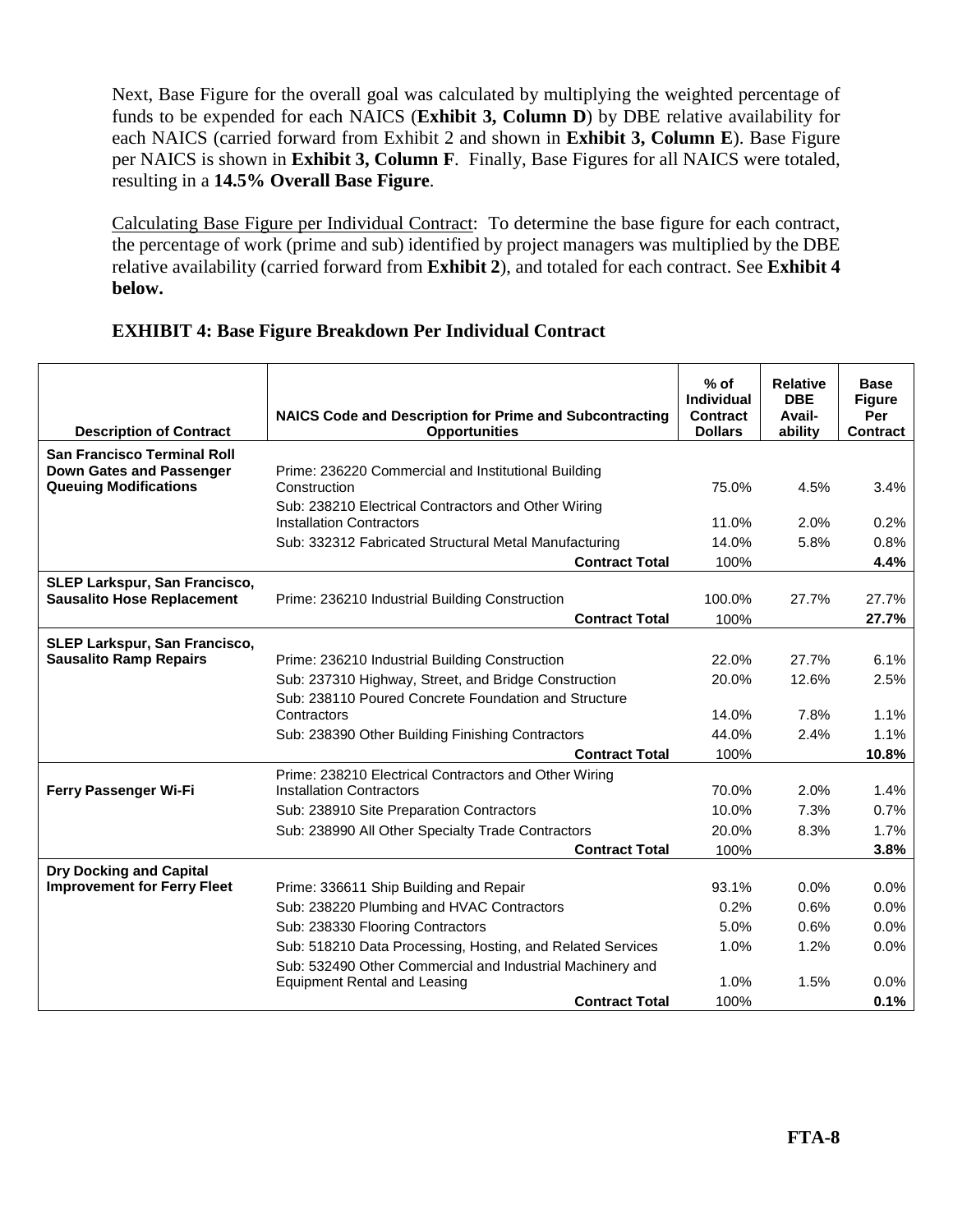Next, Base Figure for the overall goal was calculated by multiplying the weighted percentage of funds to be expended for each NAICS (**Exhibit 3, Column D**) by DBE relative availability for each NAICS (carried forward from Exhibit 2 and shown in **Exhibit 3, Column E**). Base Figure per NAICS is shown in **Exhibit 3, Column F**. Finally, Base Figures for all NAICS were totaled, resulting in a **14.5% Overall Base Figure**.

Calculating Base Figure per Individual Contract: To determine the base figure for each contract, the percentage of work (prime and sub) identified by project managers was multiplied by the DBE relative availability (carried forward from **Exhibit 2**), and totaled for each contract. See **Exhibit 4 below.**

### EXHIBIT 4: Base Figure Breakdown Per Individual Contract

| Description of Contract | NAICS Code and Description for Prime and Subcontracting Opportunities | % of Individual Contract Dollars | Relative DBE Availability | Base Figure Per Contract |
|---|---|---|---|---|
| **San Francisco Terminal Roll Down Gates and Passenger Queuing Modifications** | Prime: 236220 Commercial and Institutional Building Construction | 75.0% | 4.5% | 3.4% |
| | Sub: 238210 Electrical Contractors and Other Wiring Installation Contractors | 11.0% | 2.0% | 0.2% |
| | Sub: 332312 Fabricated Structural Metal Manufacturing | 14.0% | 5.8% | 0.8% |
| | **Contract Total** | 100% | | **4.4%** |
| **SLEP Larkspur, San Francisco, Sausalito Hose Replacement** | Prime: 236210 Industrial Building Construction | 100.0% | 27.7% | 27.7% |
| | **Contract Total** | 100% | | **27.7%** |
| **SLEP Larkspur, San Francisco, Sausalito Ramp Repairs** | Prime: 236210 Industrial Building Construction | 22.0% | 27.7% | 6.1% |
| | Sub: 237310 Highway, Street, and Bridge Construction | 20.0% | 12.6% | 2.5% |
| | Sub: 238110 Poured Concrete Foundation and Structure Contractors | 14.0% | 7.8% | 1.1% |
| | Sub: 238390 Other Building Finishing Contractors | 44.0% | 2.4% | 1.1% |
| | **Contract Total** | 100% | | **10.8%** |
| **Ferry Passenger Wi-Fi** | Prime: 238210 Electrical Contractors and Other Wiring Installation Contractors | 70.0% | 2.0% | 1.4% |
| | Sub: 238910 Site Preparation Contractors | 10.0% | 7.3% | 0.7% |
| | Sub: 238990 All Other Specialty Trade Contractors | 20.0% | 8.3% | 1.7% |
| | **Contract Total** | 100% | | **3.8%** |
| **Dry Docking and Capital Improvement for Ferry Fleet** | Prime: 336611 Ship Building and Repair | 93.1% | 0.0% | 0.0% |
| | Sub: 238220 Plumbing and HVAC Contractors | 0.2% | 0.6% | 0.0% |
| | Sub: 238330 Flooring Contractors | 5.0% | 0.6% | 0.0% |
| | Sub: 518210 Data Processing, Hosting, and Related Services | 1.0% | 1.2% | 0.0% |
| | Sub: 532490 Other Commercial and Industrial Machinery and Equipment Rental and Leasing | 1.0% | 1.5% | 0.0% |
| | **Contract Total** | 100% | | **0.1%** |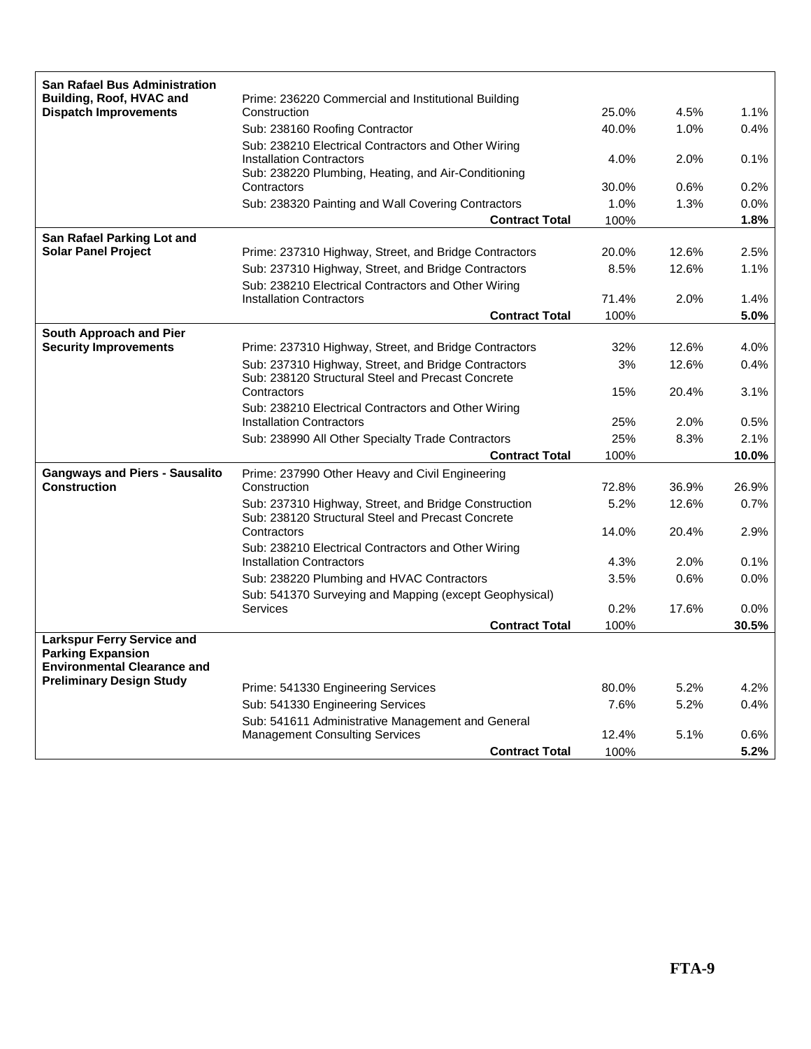| | | | | |
|---|---|---|---|---|
| **San Rafael Bus Administration Building, Roof, HVAC and Dispatch Improvements** | Prime: 236220 Commercial and Institutional Building Construction | 25.0% | 4.5% | 1.1% |
| | Sub: 238160 Roofing Contractor | 40.0% | 1.0% | 0.4% |
| | Sub: 238210 Electrical Contractors and Other Wiring Installation Contractors | 4.0% | 2.0% | 0.1% |
| | Sub: 238220 Plumbing, Heating, and Air-Conditioning Contractors | 30.0% | 0.6% | 0.2% |
| | Sub: 238320 Painting and Wall Covering Contractors | 1.0% | 1.3% | 0.0% |
| | **Contract Total** | 100% | | **1.8%** |
| **San Rafael Parking Lot and Solar Panel Project** | Prime: 237310 Highway, Street, and Bridge Contractors | 20.0% | 12.6% | 2.5% |
| | Sub: 237310 Highway, Street, and Bridge Contractors | 8.5% | 12.6% | 1.1% |
| | Sub: 238210 Electrical Contractors and Other Wiring Installation Contractors | 71.4% | 2.0% | 1.4% |
| | **Contract Total** | 100% | | **5.0%** |
| **South Approach and Pier Security Improvements** | Prime: 237310 Highway, Street, and Bridge Contractors | 32% | 12.6% | 4.0% |
| | Sub: 237310 Highway, Street, and Bridge Contractors | 3% | 12.6% | 0.4% |
| | Sub: 238120 Structural Steel and Precast Concrete Contractors | 15% | 20.4% | 3.1% |
| | Sub: 238210 Electrical Contractors and Other Wiring Installation Contractors | 25% | 2.0% | 0.5% |
| | Sub: 238990 All Other Specialty Trade Contractors | 25% | 8.3% | 2.1% |
| | **Contract Total** | 100% | | **10.0%** |
| **Gangways and Piers - Sausalito Construction** | Prime: 237990 Other Heavy and Civil Engineering Construction | 72.8% | 36.9% | 26.9% |
| | Sub: 237310 Highway, Street, and Bridge Construction | 5.2% | 12.6% | 0.7% |
| | Sub: 238120 Structural Steel and Precast Concrete Contractors | 14.0% | 20.4% | 2.9% |
| | Sub: 238210 Electrical Contractors and Other Wiring Installation Contractors | 4.3% | 2.0% | 0.1% |
| | Sub: 238220 Plumbing and HVAC Contractors | 3.5% | 0.6% | 0.0% |
| | Sub: 541370 Surveying and Mapping (except Geophysical) Services | 0.2% | 17.6% | 0.0% |
| | **Contract Total** | 100% | | **30.5%** |
| **Larkspur Ferry Service and Parking Expansion Environmental Clearance and Preliminary Design Study** | Prime: 541330 Engineering Services | 80.0% | 5.2% | 4.2% |
| | Sub: 541330 Engineering Services | 7.6% | 5.2% | 0.4% |
| | Sub: 541611 Administrative Management and General Management Consulting Services | 12.4% | 5.1% | 0.6% |
| | **Contract Total** | 100% | | **5.2%** |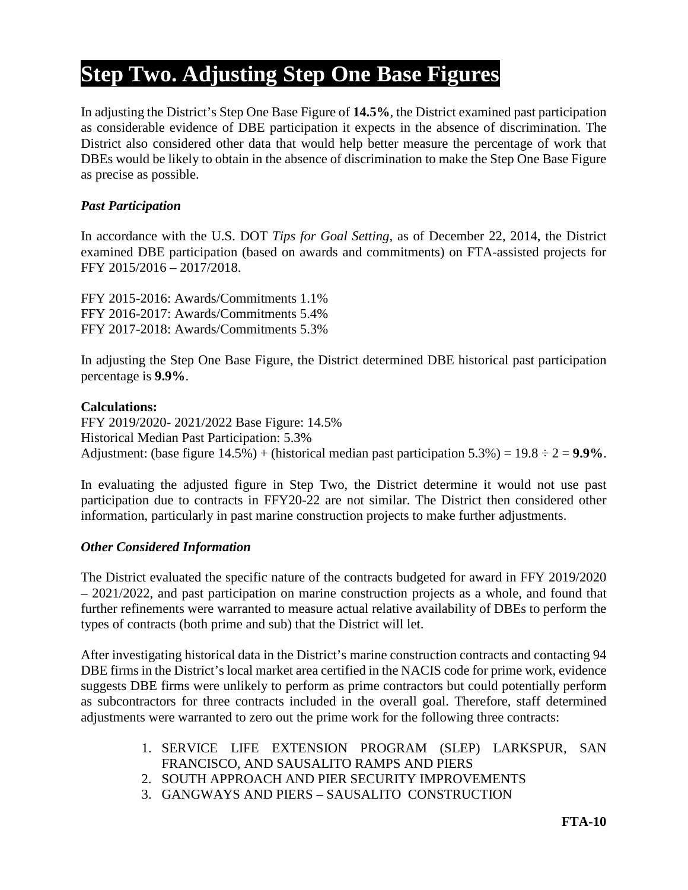# Step Two. Adjusting Step One Base Figures

In adjusting the District's Step One Base Figure of **14.5%**, the District examined past participation as considerable evidence of DBE participation it expects in the absence of discrimination. The District also considered other data that would help better measure the percentage of work that DBEs would be likely to obtain in the absence of discrimination to make the Step One Base Figure as precise as possible.

***Past Participation***

In accordance with the U.S. DOT *Tips for Goal Setting*, as of December 22, 2014, the District examined DBE participation (based on awards and commitments) on FTA-assisted projects for FFY 2015/2016 – 2017/2018.

FFY 2015-2016: Awards/Commitments 1.1%
FFY 2016-2017: Awards/Commitments 5.4%
FFY 2017-2018: Awards/Commitments 5.3%

In adjusting the Step One Base Figure, the District determined DBE historical past participation percentage is **9.9%**.

**Calculations:**
FFY 2019/2020- 2021/2022 Base Figure: 14.5%
Historical Median Past Participation: 5.3%
Adjustment: (base figure 14.5%) + (historical median past participation 5.3%) = 19.8 ÷ 2 = **9.9%**.

In evaluating the adjusted figure in Step Two, the District determine it would not use past participation due to contracts in FFY20-22 are not similar. The District then considered other information, particularly in past marine construction projects to make further adjustments.

***Other Considered Information***

The District evaluated the specific nature of the contracts budgeted for award in FFY 2019/2020 – 2021/2022, and past participation on marine construction projects as a whole, and found that further refinements were warranted to measure actual relative availability of DBEs to perform the types of contracts (both prime and sub) that the District will let.

After investigating historical data in the District's marine construction contracts and contacting 94 DBE firms in the District's local market area certified in the NACIS code for prime work, evidence suggests DBE firms were unlikely to perform as prime contractors but could potentially perform as subcontractors for three contracts included in the overall goal. Therefore, staff determined adjustments were warranted to zero out the prime work for the following three contracts:

1. SERVICE LIFE EXTENSION PROGRAM (SLEP) LARKSPUR, SAN FRANCISCO, AND SAUSALITO RAMPS AND PIERS
2. SOUTH APPROACH AND PIER SECURITY IMPROVEMENTS
3. GANGWAYS AND PIERS – SAUSALITO CONSTRUCTION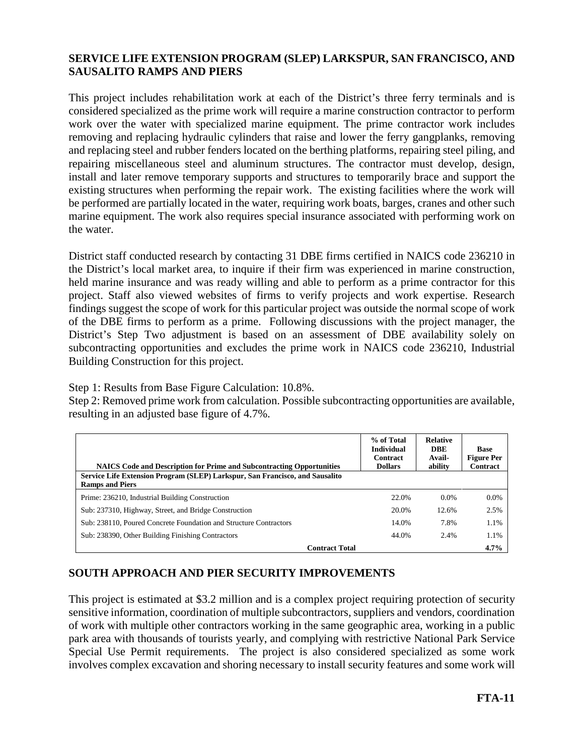## SERVICE LIFE EXTENSION PROGRAM (SLEP) LARKSPUR, SAN FRANCISCO, AND SAUSALITO RAMPS AND PIERS

This project includes rehabilitation work at each of the District's three ferry terminals and is considered specialized as the prime work will require a marine construction contractor to perform work over the water with specialized marine equipment. The prime contractor work includes removing and replacing hydraulic cylinders that raise and lower the ferry gangplanks, removing and replacing steel and rubber fenders located on the berthing platforms, repairing steel piling, and repairing miscellaneous steel and aluminum structures. The contractor must develop, design, install and later remove temporary supports and structures to temporarily brace and support the existing structures when performing the repair work. The existing facilities where the work will be performed are partially located in the water, requiring work boats, barges, cranes and other such marine equipment. The work also requires special insurance associated with performing work on the water.

District staff conducted research by contacting 31 DBE firms certified in NAICS code 236210 in the District's local market area, to inquire if their firm was experienced in marine construction, held marine insurance and was ready willing and able to perform as a prime contractor for this project. Staff also viewed websites of firms to verify projects and work expertise. Research findings suggest the scope of work for this particular project was outside the normal scope of work of the DBE firms to perform as a prime. Following discussions with the project manager, the District's Step Two adjustment is based on an assessment of DBE availability solely on subcontracting opportunities and excludes the prime work in NAICS code 236210, Industrial Building Construction for this project.

Step 1: Results from Base Figure Calculation: 10.8%.
Step 2: Removed prime work from calculation. Possible subcontracting opportunities are available, resulting in an adjusted base figure of 4.7%.

| NAICS Code and Description for Prime and Subcontracting Opportunities | % of Total Individual Contract Dollars | Relative DBE Avail-ability | Base Figure Per Contract |
|---|---|---|---|
| **Service Life Extension Program (SLEP) Larkspur, San Francisco, and Sausalito Ramps and Piers** | | | |
| Prime: 236210, Industrial Building Construction | 22.0% | 0.0% | 0.0% |
| Sub: 237310, Highway, Street, and Bridge Construction | 20.0% | 12.6% | 2.5% |
| Sub: 238110, Poured Concrete Foundation and Structure Contractors | 14.0% | 7.8% | 1.1% |
| Sub: 238390, Other Building Finishing Contractors | 44.0% | 2.4% | 1.1% |
| **Contract Total** | | | **4.7%** |

## SOUTH APPROACH AND PIER SECURITY IMPROVEMENTS

This project is estimated at $3.2 million and is a complex project requiring protection of security sensitive information, coordination of multiple subcontractors, suppliers and vendors, coordination of work with multiple other contractors working in the same geographic area, working in a public park area with thousands of tourists yearly, and complying with restrictive National Park Service Special Use Permit requirements. The project is also considered specialized as some work involves complex excavation and shoring necessary to install security features and some work will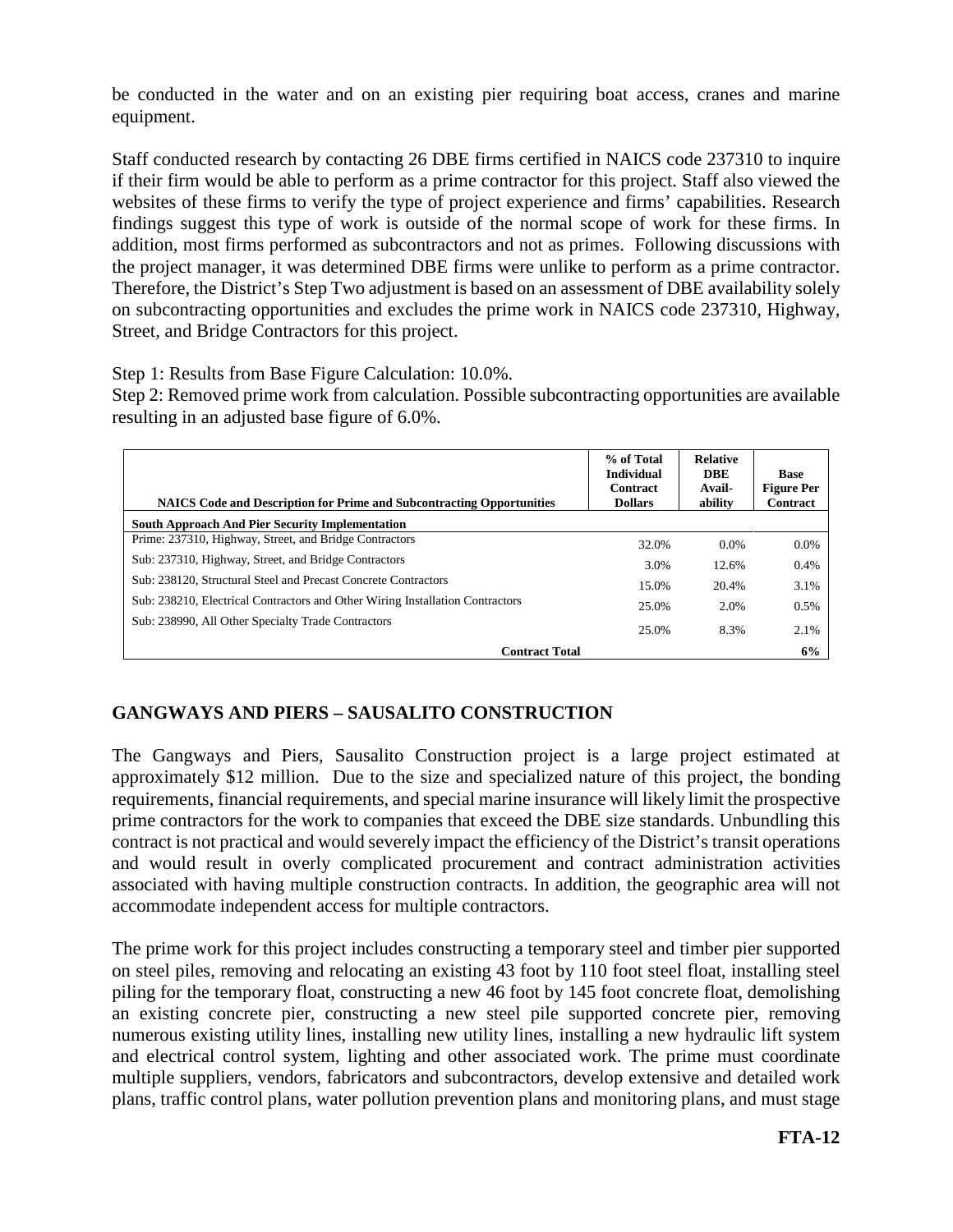be conducted in the water and on an existing pier requiring boat access, cranes and marine equipment.

Staff conducted research by contacting 26 DBE firms certified in NAICS code 237310 to inquire if their firm would be able to perform as a prime contractor for this project. Staff also viewed the websites of these firms to verify the type of project experience and firms' capabilities. Research findings suggest this type of work is outside of the normal scope of work for these firms. In addition, most firms performed as subcontractors and not as primes. Following discussions with the project manager, it was determined DBE firms were unlike to perform as a prime contractor. Therefore, the District's Step Two adjustment is based on an assessment of DBE availability solely on subcontracting opportunities and excludes the prime work in NAICS code 237310, Highway, Street, and Bridge Contractors for this project.

Step 1: Results from Base Figure Calculation: 10.0%.
Step 2: Removed prime work from calculation. Possible subcontracting opportunities are available resulting in an adjusted base figure of 6.0%.

| NAICS Code and Description for Prime and Subcontracting Opportunities | % of Total Individual Contract Dollars | Relative DBE Avail-ability | Base Figure Per Contract |
|---|---|---|---|
| **South Approach And Pier Security Implementation** | | | |
| Prime: 237310, Highway, Street, and Bridge Contractors | 32.0% | 0.0% | 0.0% |
| Sub: 237310, Highway, Street, and Bridge Contractors | 3.0% | 12.6% | 0.4% |
| Sub: 238120, Structural Steel and Precast Concrete Contractors | 15.0% | 20.4% | 3.1% |
| Sub: 238210, Electrical Contractors and Other Wiring Installation Contractors | 25.0% | 2.0% | 0.5% |
| Sub: 238990, All Other Specialty Trade Contractors | 25.0% | 8.3% | 2.1% |
| **Contract Total** | | | **6%** |

## GANGWAYS AND PIERS – SAUSALITO CONSTRUCTION

The Gangways and Piers, Sausalito Construction project is a large project estimated at approximately $12 million. Due to the size and specialized nature of this project, the bonding requirements, financial requirements, and special marine insurance will likely limit the prospective prime contractors for the work to companies that exceed the DBE size standards. Unbundling this contract is not practical and would severely impact the efficiency of the District's transit operations and would result in overly complicated procurement and contract administration activities associated with having multiple construction contracts. In addition, the geographic area will not accommodate independent access for multiple contractors.

The prime work for this project includes constructing a temporary steel and timber pier supported on steel piles, removing and relocating an existing 43 foot by 110 foot steel float, installing steel piling for the temporary float, constructing a new 46 foot by 145 foot concrete float, demolishing an existing concrete pier, constructing a new steel pile supported concrete pier, removing numerous existing utility lines, installing new utility lines, installing a new hydraulic lift system and electrical control system, lighting and other associated work. The prime must coordinate multiple suppliers, vendors, fabricators and subcontractors, develop extensive and detailed work plans, traffic control plans, water pollution prevention plans and monitoring plans, and must stage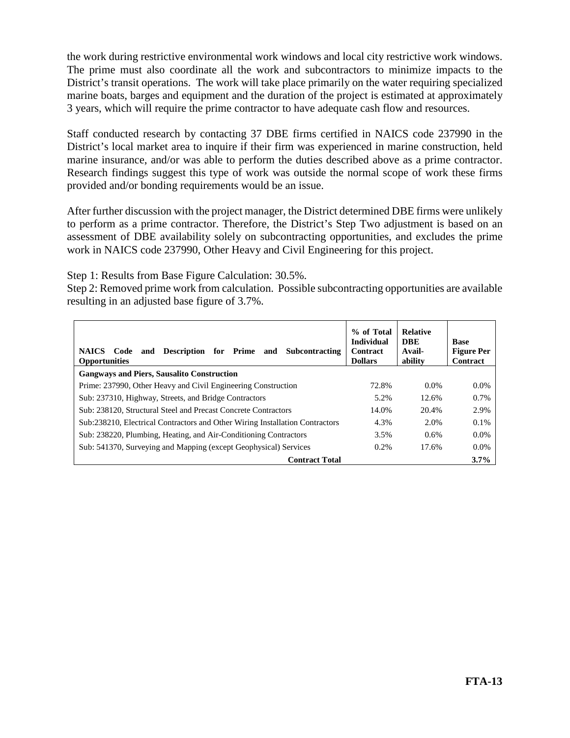the work during restrictive environmental work windows and local city restrictive work windows. The prime must also coordinate all the work and subcontractors to minimize impacts to the District's transit operations. The work will take place primarily on the water requiring specialized marine boats, barges and equipment and the duration of the project is estimated at approximately 3 years, which will require the prime contractor to have adequate cash flow and resources.

Staff conducted research by contacting 37 DBE firms certified in NAICS code 237990 in the District's local market area to inquire if their firm was experienced in marine construction, held marine insurance, and/or was able to perform the duties described above as a prime contractor. Research findings suggest this type of work was outside the normal scope of work these firms provided and/or bonding requirements would be an issue.

After further discussion with the project manager, the District determined DBE firms were unlikely to perform as a prime contractor. Therefore, the District's Step Two adjustment is based on an assessment of DBE availability solely on subcontracting opportunities, and excludes the prime work in NAICS code 237990, Other Heavy and Civil Engineering for this project.

Step 1: Results from Base Figure Calculation: 30.5%.
Step 2: Removed prime work from calculation. Possible subcontracting opportunities are available resulting in an adjusted base figure of 3.7%.

| NAICS Code and Description for Prime and Subcontracting Opportunities | % of Total Individual Contract Dollars | Relative DBE Availability | Base Figure Per Contract |
|---|---|---|---|
| **Gangways and Piers, Sausalito Construction** | | | |
| Prime: 237990, Other Heavy and Civil Engineering Construction | 72.8% | 0.0% | 0.0% |
| Sub: 237310, Highway, Streets, and Bridge Contractors | 5.2% | 12.6% | 0.7% |
| Sub: 238120, Structural Steel and Precast Concrete Contractors | 14.0% | 20.4% | 2.9% |
| Sub:238210, Electrical Contractors and Other Wiring Installation Contractors | 4.3% | 2.0% | 0.1% |
| Sub: 238220, Plumbing, Heating, and Air-Conditioning Contractors | 3.5% | 0.6% | 0.0% |
| Sub: 541370, Surveying and Mapping (except Geophysical) Services | 0.2% | 17.6% | 0.0% |
| **Contract Total** | | | **3.7%** |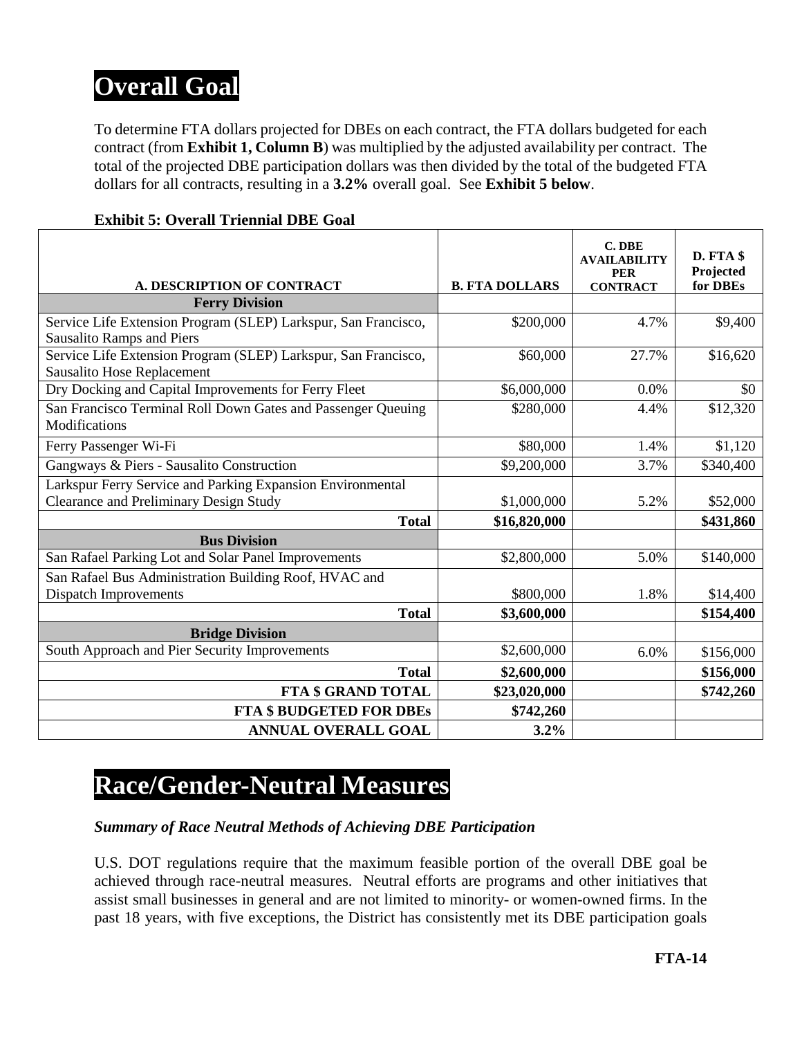# Overall Goal

To determine FTA dollars projected for DBEs on each contract, the FTA dollars budgeted for each contract (from **Exhibit 1, Column B**) was multiplied by the adjusted availability per contract. The total of the projected DBE participation dollars was then divided by the total of the budgeted FTA dollars for all contracts, resulting in a **3.2%** overall goal. See **Exhibit 5 below**.

**Exhibit 5: Overall Triennial DBE Goal**

| A. DESCRIPTION OF CONTRACT | B. FTA DOLLARS | C. DBE AVAILABILITY PER CONTRACT | D. FTA $ Projected for DBEs |
|---|---|---|---|
| **Ferry Division** | | | |
| Service Life Extension Program (SLEP) Larkspur, San Francisco, Sausalito Ramps and Piers | $200,000 | 4.7% | $9,400 |
| Service Life Extension Program (SLEP) Larkspur, San Francisco, Sausalito Hose Replacement | $60,000 | 27.7% | $16,620 |
| Dry Docking and Capital Improvements for Ferry Fleet | $6,000,000 | 0.0% | $0 |
| San Francisco Terminal Roll Down Gates and Passenger Queuing Modifications | $280,000 | 4.4% | $12,320 |
| Ferry Passenger Wi-Fi | $80,000 | 1.4% | $1,120 |
| Gangways & Piers - Sausalito Construction | $9,200,000 | 3.7% | $340,400 |
| Larkspur Ferry Service and Parking Expansion Environmental Clearance and Preliminary Design Study | $1,000,000 | 5.2% | $52,000 |
| **Total** | **$16,820,000** | | **$431,860** |
| **Bus Division** | | | |
| San Rafael Parking Lot and Solar Panel Improvements | $2,800,000 | 5.0% | $140,000 |
| San Rafael Bus Administration Building Roof, HVAC and Dispatch Improvements | $800,000 | 1.8% | $14,400 |
| **Total** | **$3,600,000** | | **$154,400** |
| **Bridge Division** | | | |
| South Approach and Pier Security Improvements | $2,600,000 | 6.0% | $156,000 |
| **Total** | **$2,600,000** | | **$156,000** |
| **FTA $ GRAND TOTAL** | **$23,020,000** | | **$742,260** |
| **FTA $ BUDGETED FOR DBEs** | **$742,260** | | |
| **ANNUAL OVERALL GOAL** | **3.2%** | | |

# Race/Gender-Neutral Measures

***Summary of Race Neutral Methods of Achieving DBE Participation***

U.S. DOT regulations require that the maximum feasible portion of the overall DBE goal be achieved through race-neutral measures. Neutral efforts are programs and other initiatives that assist small businesses in general and are not limited to minority- or women-owned firms. In the past 18 years, with five exceptions, the District has consistently met its DBE participation goals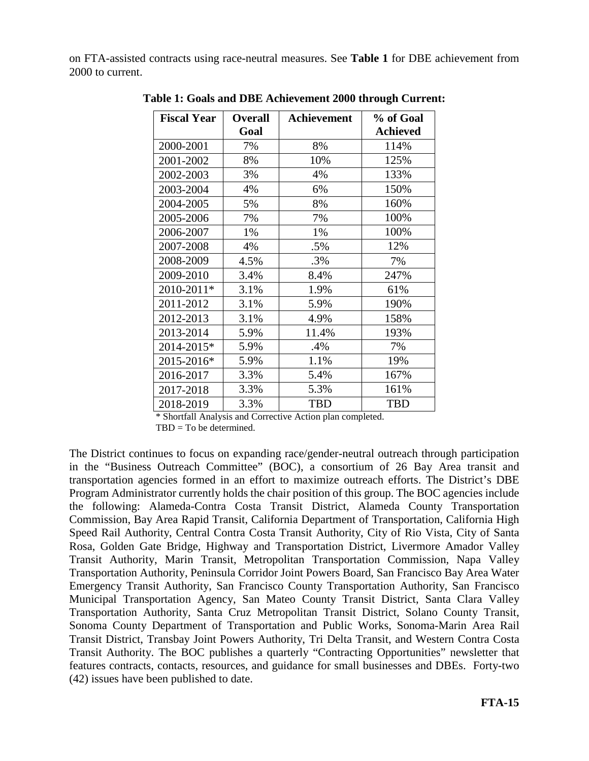on FTA-assisted contracts using race-neutral measures. See **Table 1** for DBE achievement from 2000 to current.

**Table 1: Goals and DBE Achievement 2000 through Current:**

| Fiscal Year | Overall Goal | Achievement | % of Goal Achieved |
|---|---|---|---|
| 2000-2001 | 7% | 8% | 114% |
| 2001-2002 | 8% | 10% | 125% |
| 2002-2003 | 3% | 4% | 133% |
| 2003-2004 | 4% | 6% | 150% |
| 2004-2005 | 5% | 8% | 160% |
| 2005-2006 | 7% | 7% | 100% |
| 2006-2007 | 1% | 1% | 100% |
| 2007-2008 | 4% | .5% | 12% |
| 2008-2009 | 4.5% | .3% | 7% |
| 2009-2010 | 3.4% | 8.4% | 247% |
| 2010-2011* | 3.1% | 1.9% | 61% |
| 2011-2012 | 3.1% | 5.9% | 190% |
| 2012-2013 | 3.1% | 4.9% | 158% |
| 2013-2014 | 5.9% | 11.4% | 193% |
| 2014-2015* | 5.9% | .4% | 7% |
| 2015-2016* | 5.9% | 1.1% | 19% |
| 2016-2017 | 3.3% | 5.4% | 167% |
| 2017-2018 | 3.3% | 5.3% | 161% |
| 2018-2019 | 3.3% | TBD | TBD |

* Shortfall Analysis and Corrective Action plan completed.
TBD = To be determined.

The District continues to focus on expanding race/gender-neutral outreach through participation in the "Business Outreach Committee" (BOC), a consortium of 26 Bay Area transit and transportation agencies formed in an effort to maximize outreach efforts. The District's DBE Program Administrator currently holds the chair position of this group. The BOC agencies include the following: Alameda-Contra Costa Transit District, Alameda County Transportation Commission, Bay Area Rapid Transit, California Department of Transportation, California High Speed Rail Authority, Central Contra Costa Transit Authority, City of Rio Vista, City of Santa Rosa, Golden Gate Bridge, Highway and Transportation District, Livermore Amador Valley Transit Authority, Marin Transit, Metropolitan Transportation Commission, Napa Valley Transportation Authority, Peninsula Corridor Joint Powers Board, San Francisco Bay Area Water Emergency Transit Authority, San Francisco County Transportation Authority, San Francisco Municipal Transportation Agency, San Mateo County Transit District, Santa Clara Valley Transportation Authority, Santa Cruz Metropolitan Transit District, Solano County Transit, Sonoma County Department of Transportation and Public Works, Sonoma-Marin Area Rail Transit District, Transbay Joint Powers Authority, Tri Delta Transit, and Western Contra Costa Transit Authority. The BOC publishes a quarterly "Contracting Opportunities" newsletter that features contracts, contacts, resources, and guidance for small businesses and DBEs. Forty-two (42) issues have been published to date.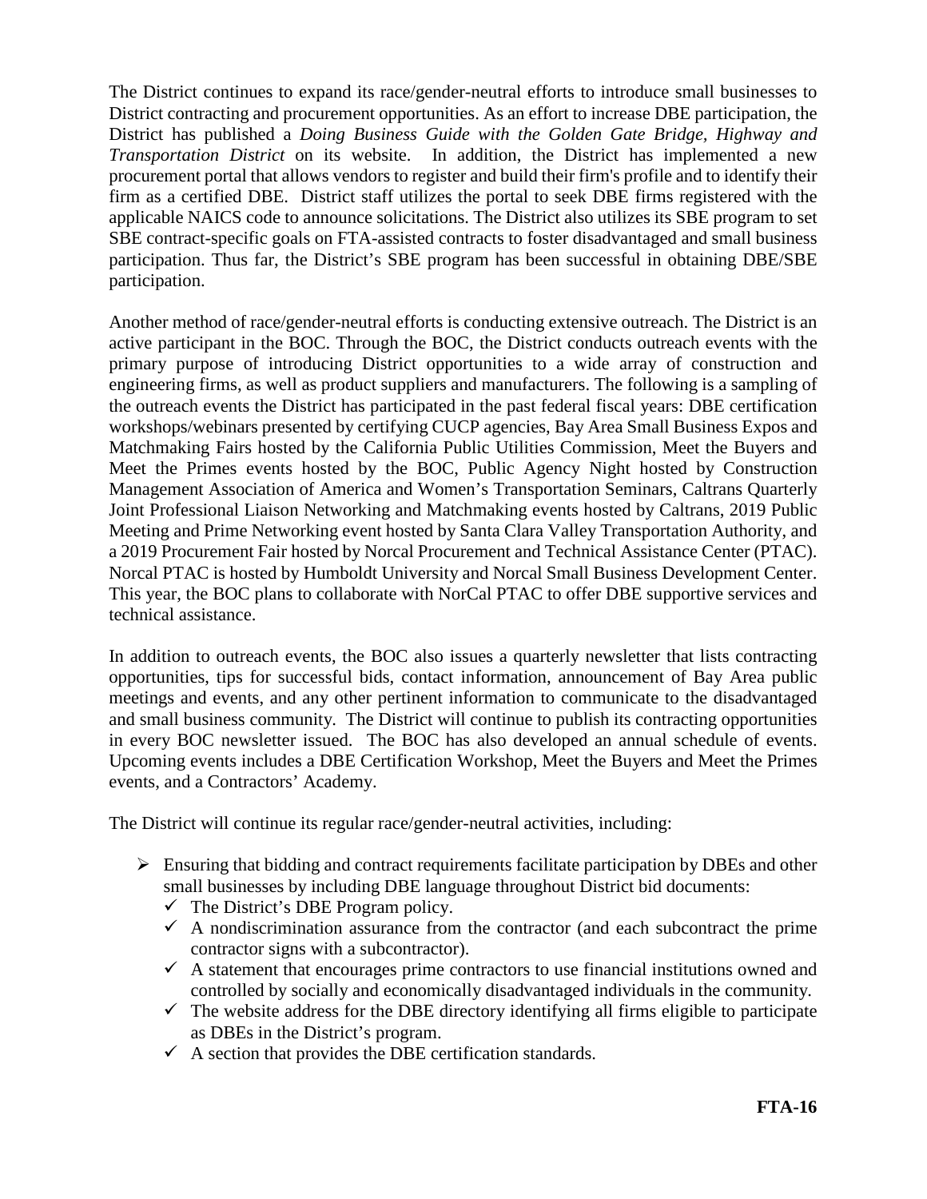The District continues to expand its race/gender-neutral efforts to introduce small businesses to District contracting and procurement opportunities. As an effort to increase DBE participation, the District has published a *Doing Business Guide with the Golden Gate Bridge, Highway and Transportation District* on its website. In addition, the District has implemented a new procurement portal that allows vendors to register and build their firm's profile and to identify their firm as a certified DBE. District staff utilizes the portal to seek DBE firms registered with the applicable NAICS code to announce solicitations. The District also utilizes its SBE program to set SBE contract-specific goals on FTA-assisted contracts to foster disadvantaged and small business participation. Thus far, the District's SBE program has been successful in obtaining DBE/SBE participation.

Another method of race/gender-neutral efforts is conducting extensive outreach. The District is an active participant in the BOC. Through the BOC, the District conducts outreach events with the primary purpose of introducing District opportunities to a wide array of construction and engineering firms, as well as product suppliers and manufacturers. The following is a sampling of the outreach events the District has participated in the past federal fiscal years: DBE certification workshops/webinars presented by certifying CUCP agencies, Bay Area Small Business Expos and Matchmaking Fairs hosted by the California Public Utilities Commission, Meet the Buyers and Meet the Primes events hosted by the BOC, Public Agency Night hosted by Construction Management Association of America and Women's Transportation Seminars, Caltrans Quarterly Joint Professional Liaison Networking and Matchmaking events hosted by Caltrans, 2019 Public Meeting and Prime Networking event hosted by Santa Clara Valley Transportation Authority, and a 2019 Procurement Fair hosted by Norcal Procurement and Technical Assistance Center (PTAC). Norcal PTAC is hosted by Humboldt University and Norcal Small Business Development Center. This year, the BOC plans to collaborate with NorCal PTAC to offer DBE supportive services and technical assistance.

In addition to outreach events, the BOC also issues a quarterly newsletter that lists contracting opportunities, tips for successful bids, contact information, announcement of Bay Area public meetings and events, and any other pertinent information to communicate to the disadvantaged and small business community. The District will continue to publish its contracting opportunities in every BOC newsletter issued. The BOC has also developed an annual schedule of events. Upcoming events includes a DBE Certification Workshop, Meet the Buyers and Meet the Primes events, and a Contractors' Academy.

The District will continue its regular race/gender-neutral activities, including:

- Ensuring that bidding and contract requirements facilitate participation by DBEs and other small businesses by including DBE language throughout District bid documents:
  - ✓ The District's DBE Program policy.
  - ✓ A nondiscrimination assurance from the contractor (and each subcontract the prime contractor signs with a subcontractor).
  - ✓ A statement that encourages prime contractors to use financial institutions owned and controlled by socially and economically disadvantaged individuals in the community.
  - ✓ The website address for the DBE directory identifying all firms eligible to participate as DBEs in the District's program.
  - ✓ A section that provides the DBE certification standards.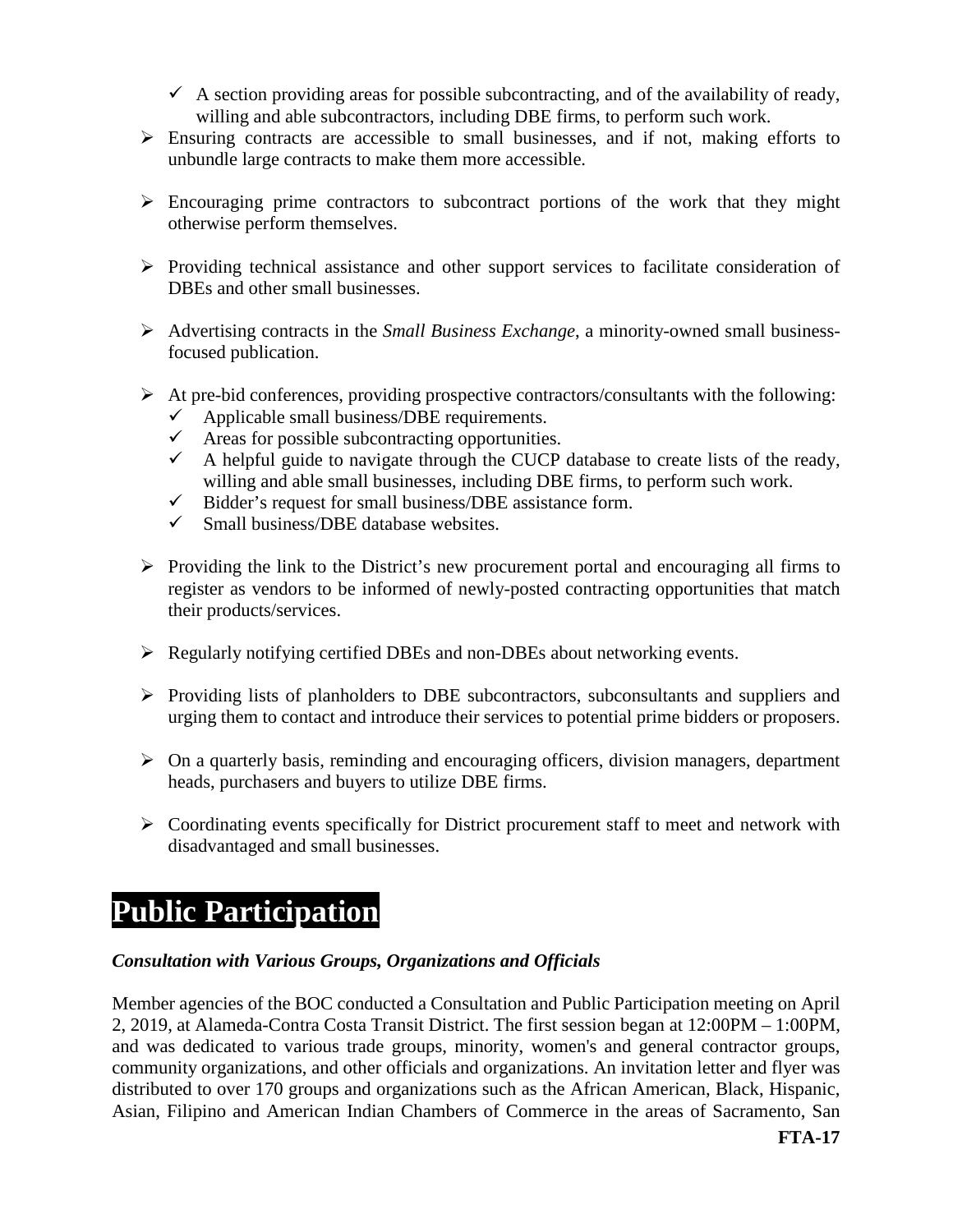- ✓ A section providing areas for possible subcontracting, and of the availability of ready, willing and able subcontractors, including DBE firms, to perform such work.

- Ensuring contracts are accessible to small businesses, and if not, making efforts to unbundle large contracts to make them more accessible.

- Encouraging prime contractors to subcontract portions of the work that they might otherwise perform themselves.

- Providing technical assistance and other support services to facilitate consideration of DBEs and other small businesses.

- Advertising contracts in the *Small Business Exchange*, a minority-owned small business-focused publication.

- At pre-bid conferences, providing prospective contractors/consultants with the following:
  - ✓ Applicable small business/DBE requirements.
  - ✓ Areas for possible subcontracting opportunities.
  - ✓ A helpful guide to navigate through the CUCP database to create lists of the ready, willing and able small businesses, including DBE firms, to perform such work.
  - ✓ Bidder's request for small business/DBE assistance form.
  - ✓ Small business/DBE database websites.

- Providing the link to the District's new procurement portal and encouraging all firms to register as vendors to be informed of newly-posted contracting opportunities that match their products/services.

- Regularly notifying certified DBEs and non-DBEs about networking events.

- Providing lists of planholders to DBE subcontractors, subconsultants and suppliers and urging them to contact and introduce their services to potential prime bidders or proposers.

- On a quarterly basis, reminding and encouraging officers, division managers, department heads, purchasers and buyers to utilize DBE firms.

- Coordinating events specifically for District procurement staff to meet and network with disadvantaged and small businesses.

# Public Participation

***Consultation with Various Groups, Organizations and Officials***

Member agencies of the BOC conducted a Consultation and Public Participation meeting on April 2, 2019, at Alameda-Contra Costa Transit District. The first session began at 12:00PM – 1:00PM, and was dedicated to various trade groups, minority, women's and general contractor groups, community organizations, and other officials and organizations. An invitation letter and flyer was distributed to over 170 groups and organizations such as the African American, Black, Hispanic, Asian, Filipino and American Indian Chambers of Commerce in the areas of Sacramento, San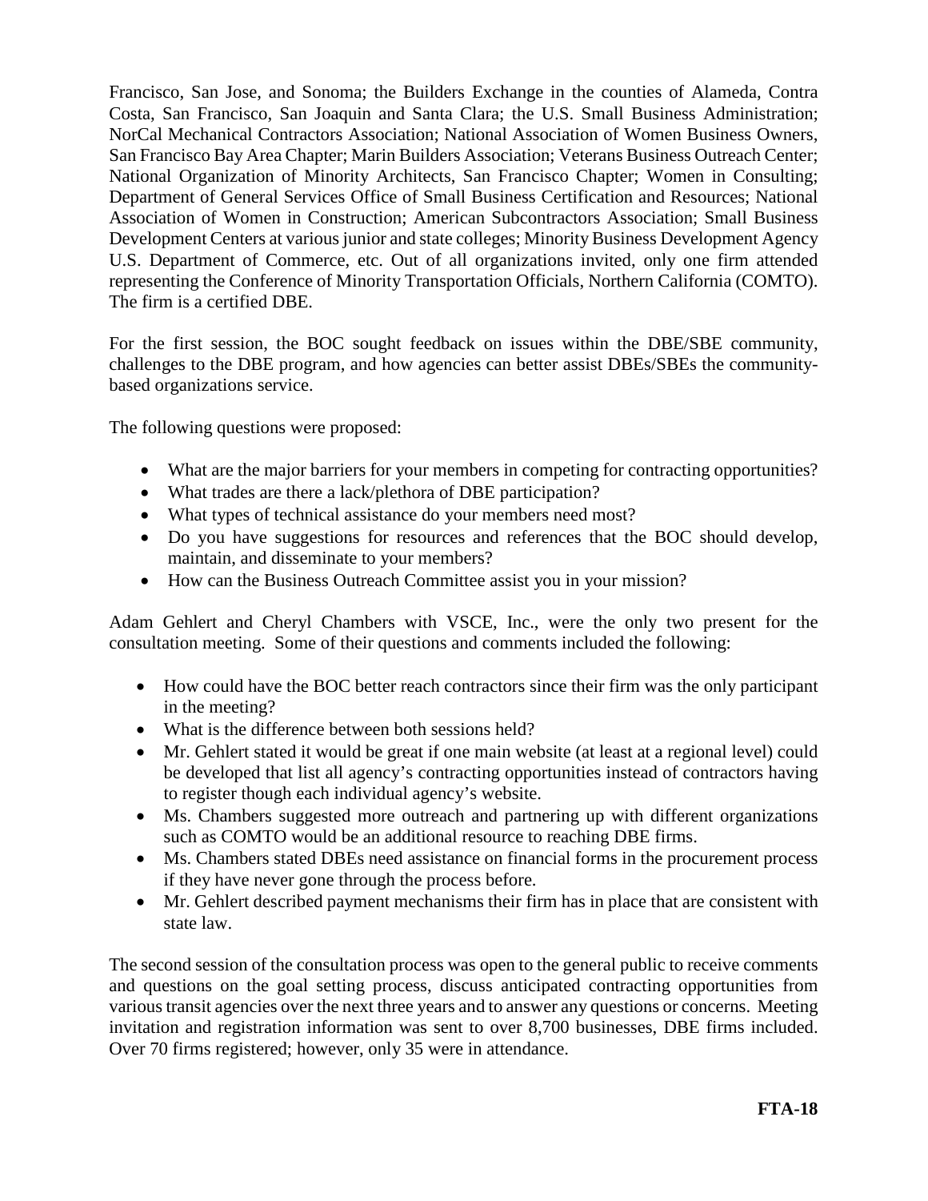Francisco, San Jose, and Sonoma; the Builders Exchange in the counties of Alameda, Contra Costa, San Francisco, San Joaquin and Santa Clara; the U.S. Small Business Administration; NorCal Mechanical Contractors Association; National Association of Women Business Owners, San Francisco Bay Area Chapter; Marin Builders Association; Veterans Business Outreach Center; National Organization of Minority Architects, San Francisco Chapter; Women in Consulting; Department of General Services Office of Small Business Certification and Resources; National Association of Women in Construction; American Subcontractors Association; Small Business Development Centers at various junior and state colleges; Minority Business Development Agency U.S. Department of Commerce, etc. Out of all organizations invited, only one firm attended representing the Conference of Minority Transportation Officials, Northern California (COMTO). The firm is a certified DBE.

For the first session, the BOC sought feedback on issues within the DBE/SBE community, challenges to the DBE program, and how agencies can better assist DBEs/SBEs the community-based organizations service.

The following questions were proposed:

- What are the major barriers for your members in competing for contracting opportunities?
- What trades are there a lack/plethora of DBE participation?
- What types of technical assistance do your members need most?
- Do you have suggestions for resources and references that the BOC should develop, maintain, and disseminate to your members?
- How can the Business Outreach Committee assist you in your mission?

Adam Gehlert and Cheryl Chambers with VSCE, Inc., were the only two present for the consultation meeting. Some of their questions and comments included the following:

- How could have the BOC better reach contractors since their firm was the only participant in the meeting?
- What is the difference between both sessions held?
- Mr. Gehlert stated it would be great if one main website (at least at a regional level) could be developed that list all agency's contracting opportunities instead of contractors having to register though each individual agency's website.
- Ms. Chambers suggested more outreach and partnering up with different organizations such as COMTO would be an additional resource to reaching DBE firms.
- Ms. Chambers stated DBEs need assistance on financial forms in the procurement process if they have never gone through the process before.
- Mr. Gehlert described payment mechanisms their firm has in place that are consistent with state law.

The second session of the consultation process was open to the general public to receive comments and questions on the goal setting process, discuss anticipated contracting opportunities from various transit agencies over the next three years and to answer any questions or concerns. Meeting invitation and registration information was sent to over 8,700 businesses, DBE firms included. Over 70 firms registered; however, only 35 were in attendance.

**FTA-18**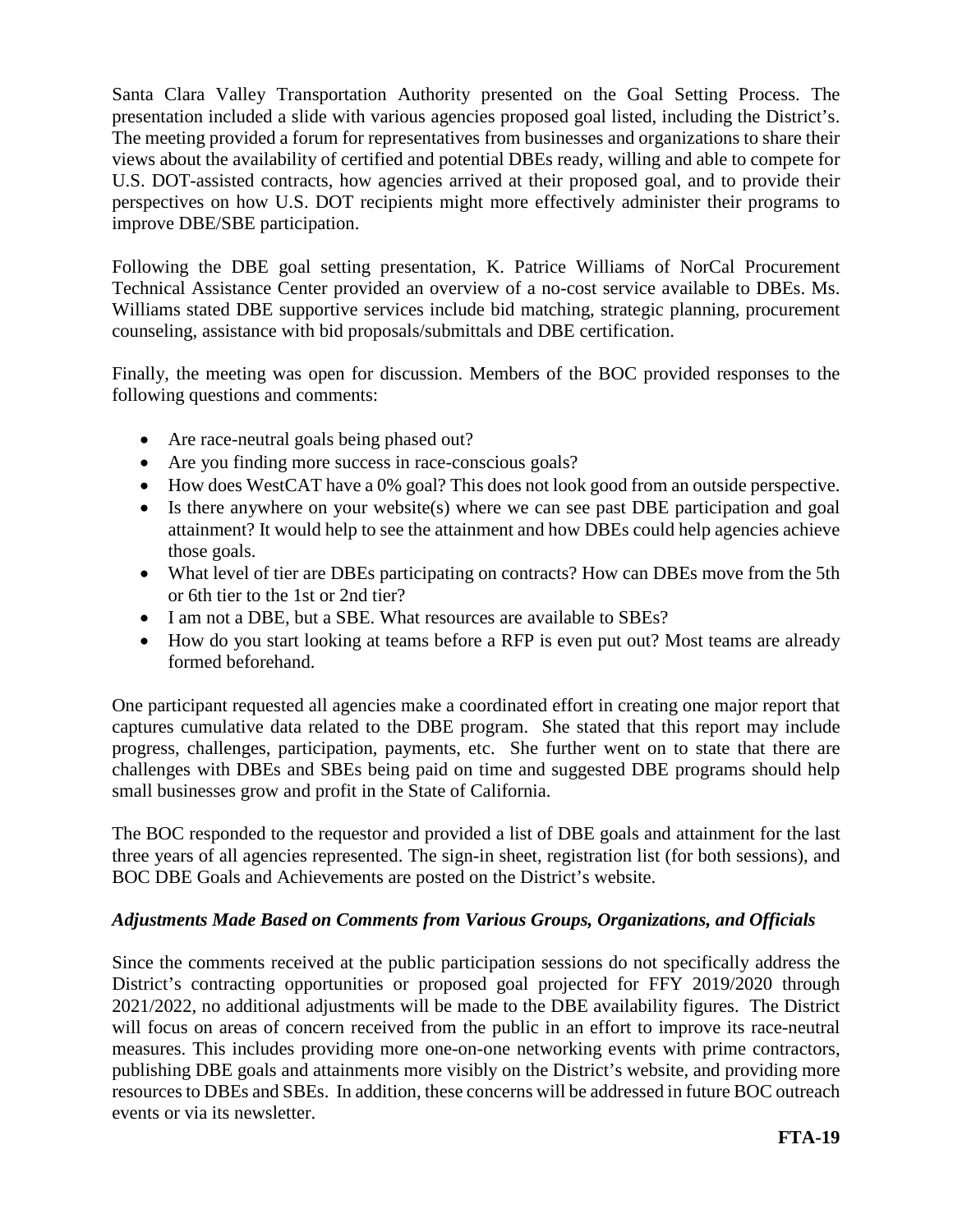Santa Clara Valley Transportation Authority presented on the Goal Setting Process. The presentation included a slide with various agencies proposed goal listed, including the District's. The meeting provided a forum for representatives from businesses and organizations to share their views about the availability of certified and potential DBEs ready, willing and able to compete for U.S. DOT-assisted contracts, how agencies arrived at their proposed goal, and to provide their perspectives on how U.S. DOT recipients might more effectively administer their programs to improve DBE/SBE participation.

Following the DBE goal setting presentation, K. Patrice Williams of NorCal Procurement Technical Assistance Center provided an overview of a no-cost service available to DBEs. Ms. Williams stated DBE supportive services include bid matching, strategic planning, procurement counseling, assistance with bid proposals/submittals and DBE certification.

Finally, the meeting was open for discussion. Members of the BOC provided responses to the following questions and comments:

- Are race-neutral goals being phased out?
- Are you finding more success in race-conscious goals?
- How does WestCAT have a 0% goal? This does not look good from an outside perspective.
- Is there anywhere on your website(s) where we can see past DBE participation and goal attainment? It would help to see the attainment and how DBEs could help agencies achieve those goals.
- What level of tier are DBEs participating on contracts? How can DBEs move from the 5th or 6th tier to the 1st or 2nd tier?
- I am not a DBE, but a SBE. What resources are available to SBEs?
- How do you start looking at teams before a RFP is even put out? Most teams are already formed beforehand.

One participant requested all agencies make a coordinated effort in creating one major report that captures cumulative data related to the DBE program. She stated that this report may include progress, challenges, participation, payments, etc. She further went on to state that there are challenges with DBEs and SBEs being paid on time and suggested DBE programs should help small businesses grow and profit in the State of California.

The BOC responded to the requestor and provided a list of DBE goals and attainment for the last three years of all agencies represented. The sign-in sheet, registration list (for both sessions), and BOC DBE Goals and Achievements are posted on the District's website.

### *Adjustments Made Based on Comments from Various Groups, Organizations, and Officials*

Since the comments received at the public participation sessions do not specifically address the District's contracting opportunities or proposed goal projected for FFY 2019/2020 through 2021/2022, no additional adjustments will be made to the DBE availability figures. The District will focus on areas of concern received from the public in an effort to improve its race-neutral measures. This includes providing more one-on-one networking events with prime contractors, publishing DBE goals and attainments more visibly on the District's website, and providing more resources to DBEs and SBEs. In addition, these concerns will be addressed in future BOC outreach events or via its newsletter.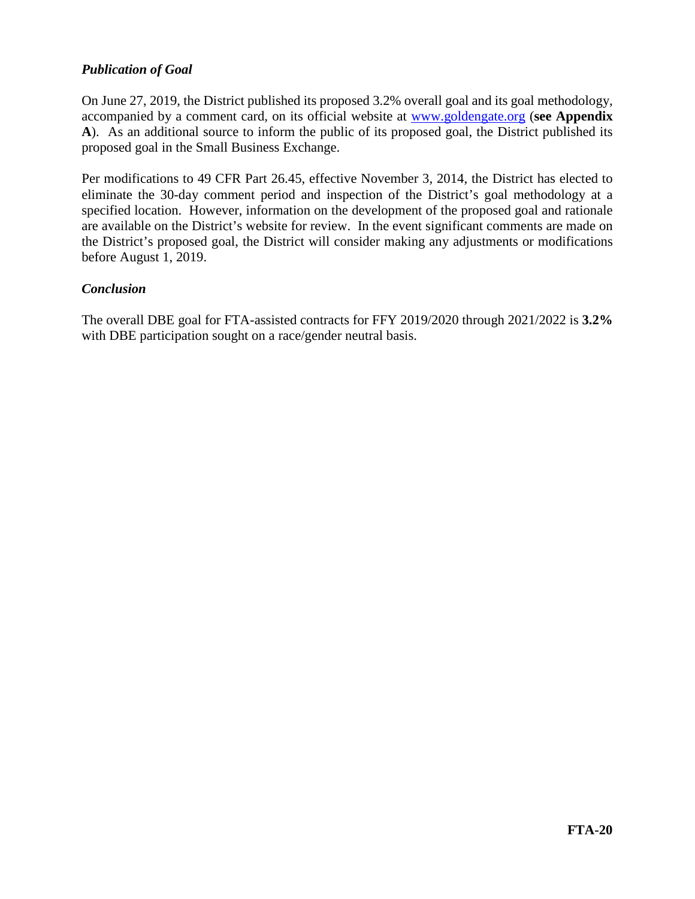### *Publication of Goal*

On June 27, 2019, the District published its proposed 3.2% overall goal and its goal methodology, accompanied by a comment card, on its official website at [www.goldengate.org](http://www.goldengate.org) (**see Appendix A**). As an additional source to inform the public of its proposed goal, the District published its proposed goal in the Small Business Exchange.

Per modifications to 49 CFR Part 26.45, effective November 3, 2014, the District has elected to eliminate the 30-day comment period and inspection of the District's goal methodology at a specified location. However, information on the development of the proposed goal and rationale are available on the District's website for review. In the event significant comments are made on the District's proposed goal, the District will consider making any adjustments or modifications before August 1, 2019.

### *Conclusion*

The overall DBE goal for FTA-assisted contracts for FFY 2019/2020 through 2021/2022 is **3.2%** with DBE participation sought on a race/gender neutral basis.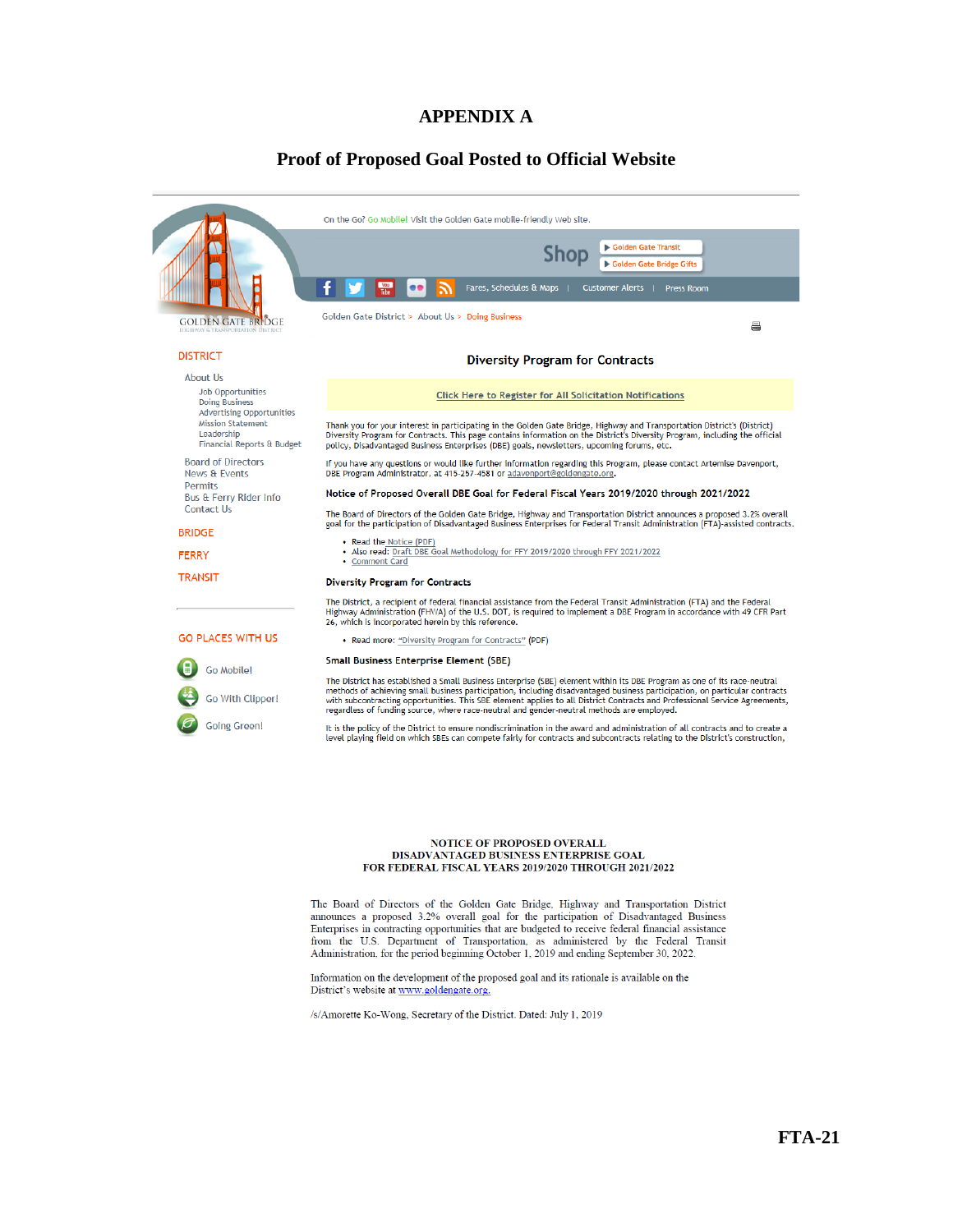# APPENDIX A

## Proof of Proposed Goal Posted to Official Website

On the Go? Go Mobile! Visit the Golden Gate mobile-friendly Web site.

Shop
- Golden Gate Transit
- Golden Gate Bridge Gifts

Fares, Schedules & Maps | Customer Alerts | Press Room

GOLDEN GATE BRIDGE
HIGHWAY & TRANSPORTATION DISTRICT

Golden Gate District > About Us > Doing Business

DISTRICT

About Us
- Job Opportunities
- Doing Business
- Advertising Opportunities
- Mission Statement
- Leadership
- Financial Reports & Budget

Board of Directors
News & Events
Permits
Bus & Ferry Rider Info
Contact Us

BRIDGE

FERRY

TRANSIT

GO PLACES WITH US

- Go Mobile!
- Go With Clipper!
- Going Green!

### Diversity Program for Contracts

Click Here to Register for All Solicitation Notifications

Thank you for your interest in participating in the Golden Gate Bridge, Highway and Transportation District's (District) Diversity Program for Contracts. This page contains information on the District's Diversity Program, including the official policy, Disadvantaged Business Enterprises (DBE) goals, newsletters, upcoming forums, etc.

If you have any questions or would like further information regarding this Program, please contact Artemise Davenport, DBE Program Administrator, at 415-257-4581 or adavenport@goldengate.org.

**Notice of Proposed Overall DBE Goal for Federal Fiscal Years 2019/2020 through 2021/2022**

The Board of Directors of the Golden Gate Bridge, Highway and Transportation District announces a proposed 3.2% overall goal for the participation of Disadvantaged Business Enterprises for Federal Transit Administration (FTA)-assisted contracts.

- Read the Notice (PDF)
- Also read: Draft DBE Goal Methodology for FFY 2019/2020 through FFY 2021/2022
- Comment Card

**Diversity Program for Contracts**

The District, a recipient of federal financial assistance from the Federal Transit Administration (FTA) and the Federal Highway Administration (FHWA) of the U.S. DOT, is required to implement a DBE Program in accordance with 49 CFR Part 26, which is incorporated herein by this reference.

- Read more: "Diversity Program for Contracts" (PDF)

**Small Business Enterprise Element** (SBE)

The District has established a Small Business Enterprise (SBE) element within its DBE Program as one of its race-neutral methods of achieving small business participation, including disadvantaged business participation, on particular contracts with subcontracting opportunities. This SBE element applies to all District Contracts and Professional Service Agreements, regardless of funding source, where race-neutral and gender-neutral methods are employed.

It is the policy of the District to ensure nondiscrimination in the award and administration of all contracts and to create a level playing field on which SBEs can compete fairly for contracts and subcontracts relating to the District's construction,

**NOTICE OF PROPOSED OVERALL
DISADVANTAGED BUSINESS ENTERPRISE GOAL
FOR FEDERAL FISCAL YEARS 2019/2020 THROUGH 2021/2022**

The Board of Directors of the Golden Gate Bridge, Highway and Transportation District announces a proposed 3.2% overall goal for the participation of Disadvantaged Business Enterprises in contracting opportunities that are budgeted to receive federal financial assistance from the U.S. Department of Transportation, as administered by the Federal Transit Administration, for the period beginning October 1, 2019 and ending September 30, 2022.

Information on the development of the proposed goal and its rationale is available on the District's website at www.goldengate.org.

/s/Amorette Ko-Wong, Secretary of the District. Dated: July 1, 2019